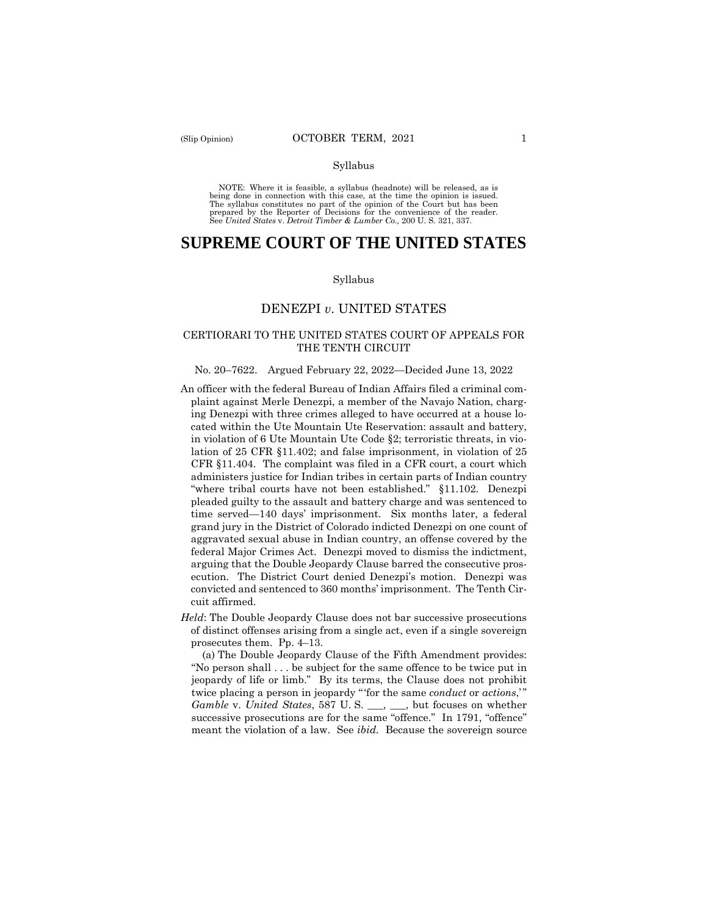Syllabus

NOTE: Where it is feasible, a syllabus (headnote) will be released, as is being done in connection with this case, at the time the opinion is issued. The syllabus constitutes no part of the opinion of the Court but has been prepared by the Reporter of Decisions for the convenience of the reader. See *United States* v. *Detroit Timber & Lumber Co.,* 200 U. S. 321, 337.

# SUPREME COURT OF THE UNITED STATES

Syllabus

## DENEZPI *v.* UNITED STATES

### CERTIORARI TO THE UNITED STATES COURT OF APPEALS FOR THE TENTH CIRCUIT

No. 20–7622. Argued February 22, 2022—Decided June 13, 2022

An officer with the federal Bureau of Indian Affairs filed a criminal complaint against Merle Denezpi, a member of the Navajo Nation, charging Denezpi with three crimes alleged to have occurred at a house located within the Ute Mountain Ute Reservation: assault and battery, in violation of 6 Ute Mountain Ute Code §2; terroristic threats, in violation of 25 CFR §11.402; and false imprisonment, in violation of 25 CFR §11.404. The complaint was filed in a CFR court, a court which administers justice for Indian tribes in certain parts of Indian country "where tribal courts have not been established." §11.102. Denezpi pleaded guilty to the assault and battery charge and was sentenced to time served—140 days' imprisonment. Six months later, a federal grand jury in the District of Colorado indicted Denezpi on one count of aggravated sexual abuse in Indian country, an offense covered by the federal Major Crimes Act. Denezpi moved to dismiss the indictment, arguing that the Double Jeopardy Clause barred the consecutive prosecution. The District Court denied Denezpi's motion. Denezpi was convicted and sentenced to 360 months' imprisonment. The Tenth Circuit affirmed.

*Held*: The Double Jeopardy Clause does not bar successive prosecutions of distinct offenses arising from a single act, even if a single sovereign prosecutes them. Pp. 4–13.

(a) The Double Jeopardy Clause of the Fifth Amendment provides: "No person shall . . . be subject for the same offence to be twice put in jeopardy of life or limb." By its terms, the Clause does not prohibit twice placing a person in jeopardy "'for the same *conduct* or *actions*,'" *Gamble* v. *United States*, 587 U. S. \_\_\_, \_\_\_, but focuses on whether successive prosecutions are for the same "offence." In 1791, "offence" meant the violation of a law. See *ibid.* Because the sovereign source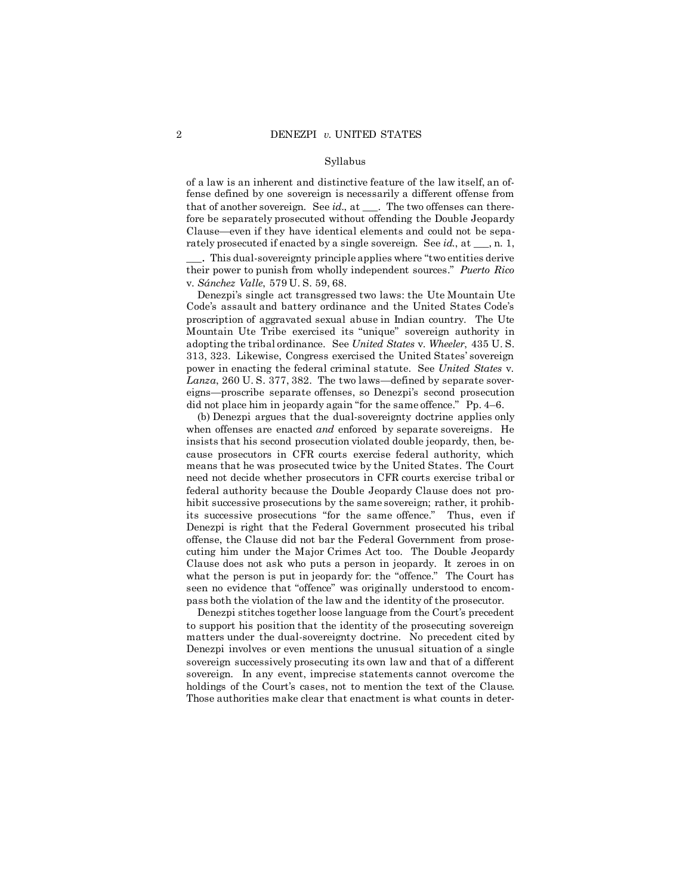of a law is an inherent and distinctive feature of the law itself, an offense defined by one sovereign is necessarily a different offense from that of another sovereign. See *id*., at ___. The two offenses can therefore be separately prosecuted without offending the Double Jeopardy Clause—even if they have identical elements and could not be separately prosecuted if enacted by a single sovereign. See *id*., at ___, n. 1, ___. This dual-sovereignty principle applies where "two entities derive their power to punish from wholly independent sources." *Puerto Rico* v. *Sánchez Valle*, 579 U. S. 59, 68.

Denezpi's single act transgressed two laws: the Ute Mountain Ute Code's assault and battery ordinance and the United States Code's proscription of aggravated sexual abuse in Indian country. The Ute Mountain Ute Tribe exercised its "unique" sovereign authority in adopting the tribal ordinance. See *United States* v. *Wheeler*, 435 U. S. 313, 323. Likewise, Congress exercised the United States' sovereign power in enacting the federal criminal statute. See *United States* v. *Lanza*, 260 U. S. 377, 382. The two laws—defined by separate sovereigns—proscribe separate offenses, so Denezpi's second prosecution did not place him in jeopardy again "for the same offence." Pp. 4–6.

(b) Denezpi argues that the dual-sovereignty doctrine applies only when offenses are enacted *and* enforced by separate sovereigns. He insists that his second prosecution violated double jeopardy, then, because prosecutors in CFR courts exercise federal authority, which means that he was prosecuted twice by the United States. The Court need not decide whether prosecutors in CFR courts exercise tribal or federal authority because the Double Jeopardy Clause does not prohibit successive prosecutions by the same sovereign; rather, it prohibits successive prosecutions "for the same offence." Thus, even if Denezpi is right that the Federal Government prosecuted his tribal offense, the Clause did not bar the Federal Government from prosecuting him under the Major Crimes Act too. The Double Jeopardy Clause does not ask who puts a person in jeopardy. It zeroes in on what the person is put in jeopardy for: the "offence." The Court has seen no evidence that "offence" was originally understood to encompass both the violation of the law and the identity of the prosecutor.

Denezpi stitches together loose language from the Court's precedent to support his position that the identity of the prosecuting sovereign matters under the dual-sovereignty doctrine. No precedent cited by Denezpi involves or even mentions the unusual situation of a single sovereign successively prosecuting its own law and that of a different sovereign. In any event, imprecise statements cannot overcome the holdings of the Court's cases, not to mention the text of the Clause. Those authorities make clear that enactment is what counts in deter-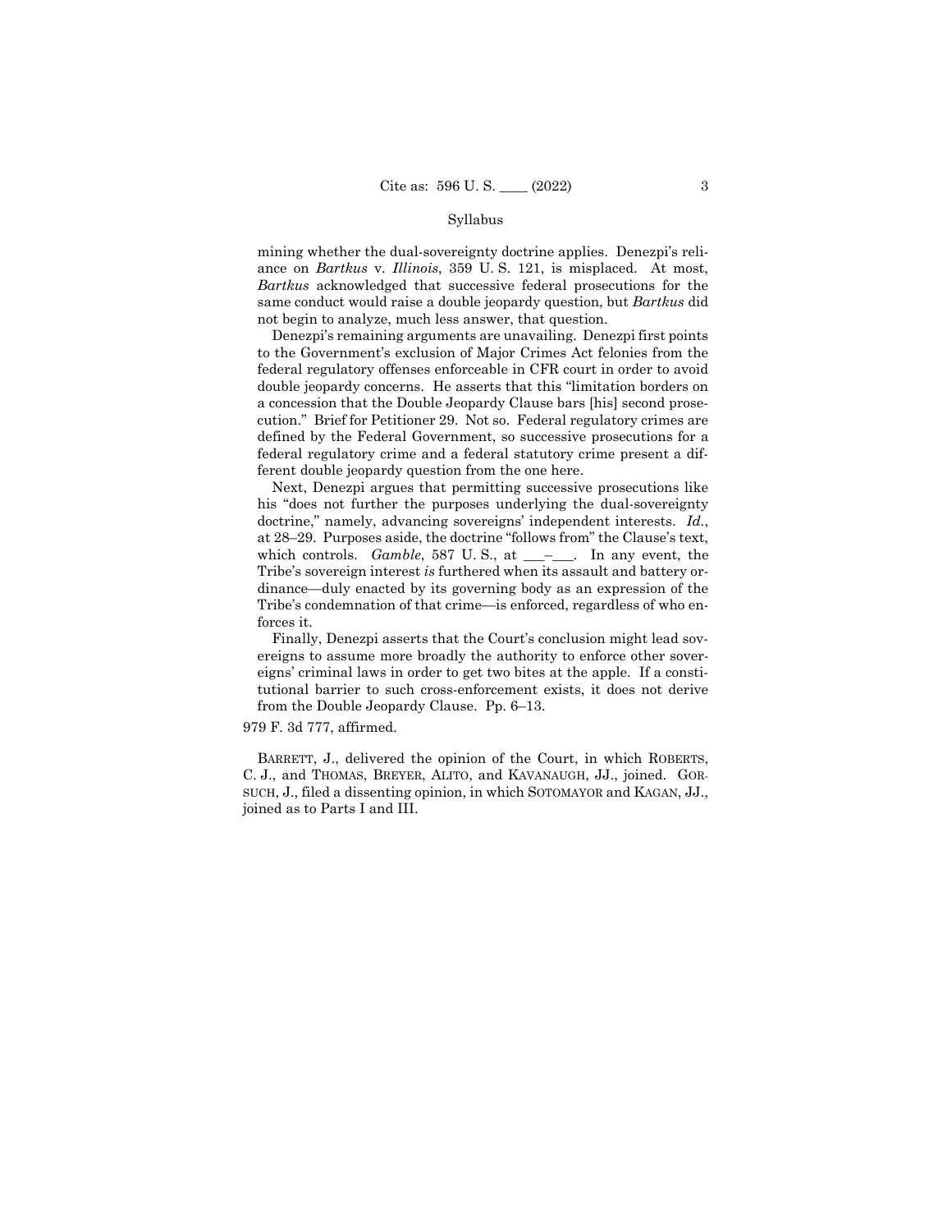mining whether the dual-sovereignty doctrine applies. Denezpi's reliance on *Bartkus* v. *Illinois*, 359 U. S. 121, is misplaced. At most, *Bartkus* acknowledged that successive federal prosecutions for the same conduct would raise a double jeopardy question, but *Bartkus* did not begin to analyze, much less answer, that question.

Denezpi's remaining arguments are unavailing. Denezpi first points to the Government's exclusion of Major Crimes Act felonies from the federal regulatory offenses enforceable in CFR court in order to avoid double jeopardy concerns. He asserts that this "limitation borders on a concession that the Double Jeopardy Clause bars [his] second prosecution." Brief for Petitioner 29. Not so. Federal regulatory crimes are defined by the Federal Government, so successive prosecutions for a federal regulatory crime and a federal statutory crime present a different double jeopardy question from the one here.

Next, Denezpi argues that permitting successive prosecutions like his "does not further the purposes underlying the dual-sovereignty doctrine," namely, advancing sovereigns' independent interests. *Id.*, at 28–29. Purposes aside, the doctrine "follows from" the Clause's text, which controls. *Gamble*, 587 U. S., at \_\_\_–\_\_\_. In any event, the Tribe's sovereign interest *is* furthered when its assault and battery ordinance—duly enacted by its governing body as an expression of the Tribe's condemnation of that crime—is enforced, regardless of who enforces it.

Finally, Denezpi asserts that the Court's conclusion might lead sovereigns to assume more broadly the authority to enforce other sovereigns' criminal laws in order to get two bites at the apple. If a constitutional barrier to such cross-enforcement exists, it does not derive from the Double Jeopardy Clause. Pp. 6–13.

979 F. 3d 777, affirmed.

BARRETT, J., delivered the opinion of the Court, in which ROBERTS, C. J., and THOMAS, BREYER, ALITO, and KAVANAUGH, JJ., joined. GORSUCH, J., filed a dissenting opinion, in which SOTOMAYOR and KAGAN, JJ., joined as to Parts I and III.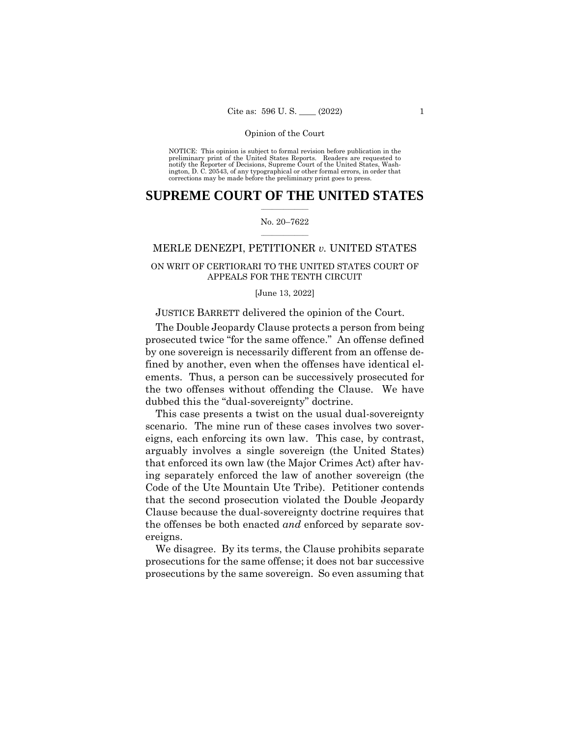NOTICE: This opinion is subject to formal revision before publication in the preliminary print of the United States Reports. Readers are requested to notify the Reporter of Decisions, Supreme Court of the United States, Washington, D. C. 20543, of any typographical or other formal errors, in order that corrections may be made before the preliminary print goes to press.

# SUPREME COURT OF THE UNITED STATES

No. 20–7622

MERLE DENEZPI, PETITIONER *v.* UNITED STATES

ON WRIT OF CERTIORARI TO THE UNITED STATES COURT OF APPEALS FOR THE TENTH CIRCUIT

[June 13, 2022]

JUSTICE BARRETT delivered the opinion of the Court.

The Double Jeopardy Clause protects a person from being prosecuted twice "for the same offence." An offense defined by one sovereign is necessarily different from an offense defined by another, even when the offenses have identical elements. Thus, a person can be successively prosecuted for the two offenses without offending the Clause. We have dubbed this the "dual-sovereignty" doctrine.

This case presents a twist on the usual dual-sovereignty scenario. The mine run of these cases involves two sovereigns, each enforcing its own law. This case, by contrast, arguably involves a single sovereign (the United States) that enforced its own law (the Major Crimes Act) after having separately enforced the law of another sovereign (the Code of the Ute Mountain Ute Tribe). Petitioner contends that the second prosecution violated the Double Jeopardy Clause because the dual-sovereignty doctrine requires that the offenses be both enacted *and* enforced by separate sovereigns.

We disagree. By its terms, the Clause prohibits separate prosecutions for the same offense; it does not bar successive prosecutions by the same sovereign. So even assuming that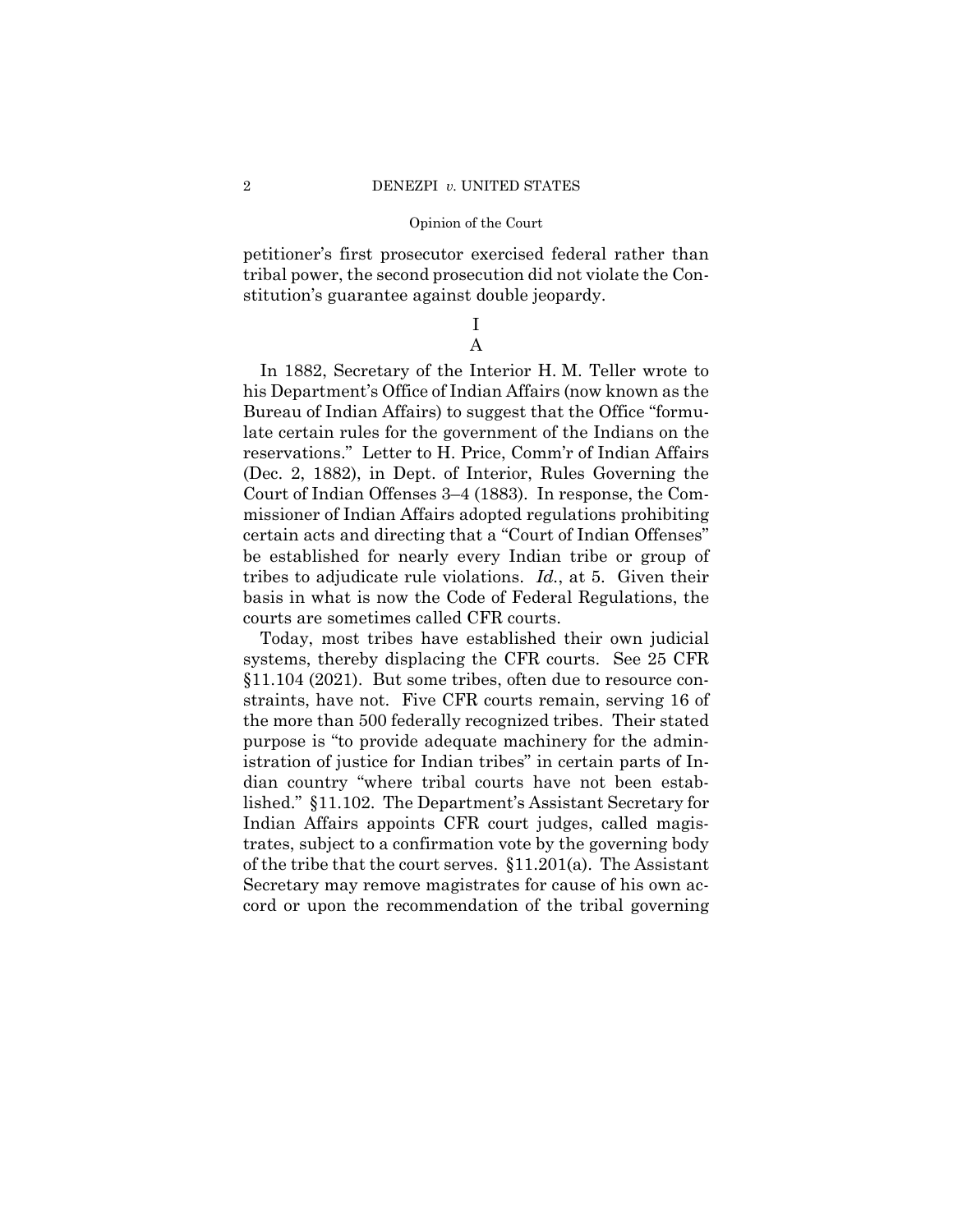petitioner's first prosecutor exercised federal rather than tribal power, the second prosecution did not violate the Constitution's guarantee against double jeopardy.

# I

## A

In 1882, Secretary of the Interior H. M. Teller wrote to his Department's Office of Indian Affairs (now known as the Bureau of Indian Affairs) to suggest that the Office "formulate certain rules for the government of the Indians on the reservations." Letter to H. Price, Comm'r of Indian Affairs (Dec. 2, 1882), in Dept. of Interior, Rules Governing the Court of Indian Offenses 3–4 (1883). In response, the Commissioner of Indian Affairs adopted regulations prohibiting certain acts and directing that a "Court of Indian Offenses" be established for nearly every Indian tribe or group of tribes to adjudicate rule violations. *Id.*, at 5. Given their basis in what is now the Code of Federal Regulations, the courts are sometimes called CFR courts.

Today, most tribes have established their own judicial systems, thereby displacing the CFR courts. See 25 CFR §11.104 (2021). But some tribes, often due to resource constraints, have not. Five CFR courts remain, serving 16 of the more than 500 federally recognized tribes. Their stated purpose is "to provide adequate machinery for the administration of justice for Indian tribes" in certain parts of Indian country "where tribal courts have not been established." §11.102. The Department's Assistant Secretary for Indian Affairs appoints CFR court judges, called magistrates, subject to a confirmation vote by the governing body of the tribe that the court serves. §11.201(a). The Assistant Secretary may remove magistrates for cause of his own accord or upon the recommendation of the tribal governing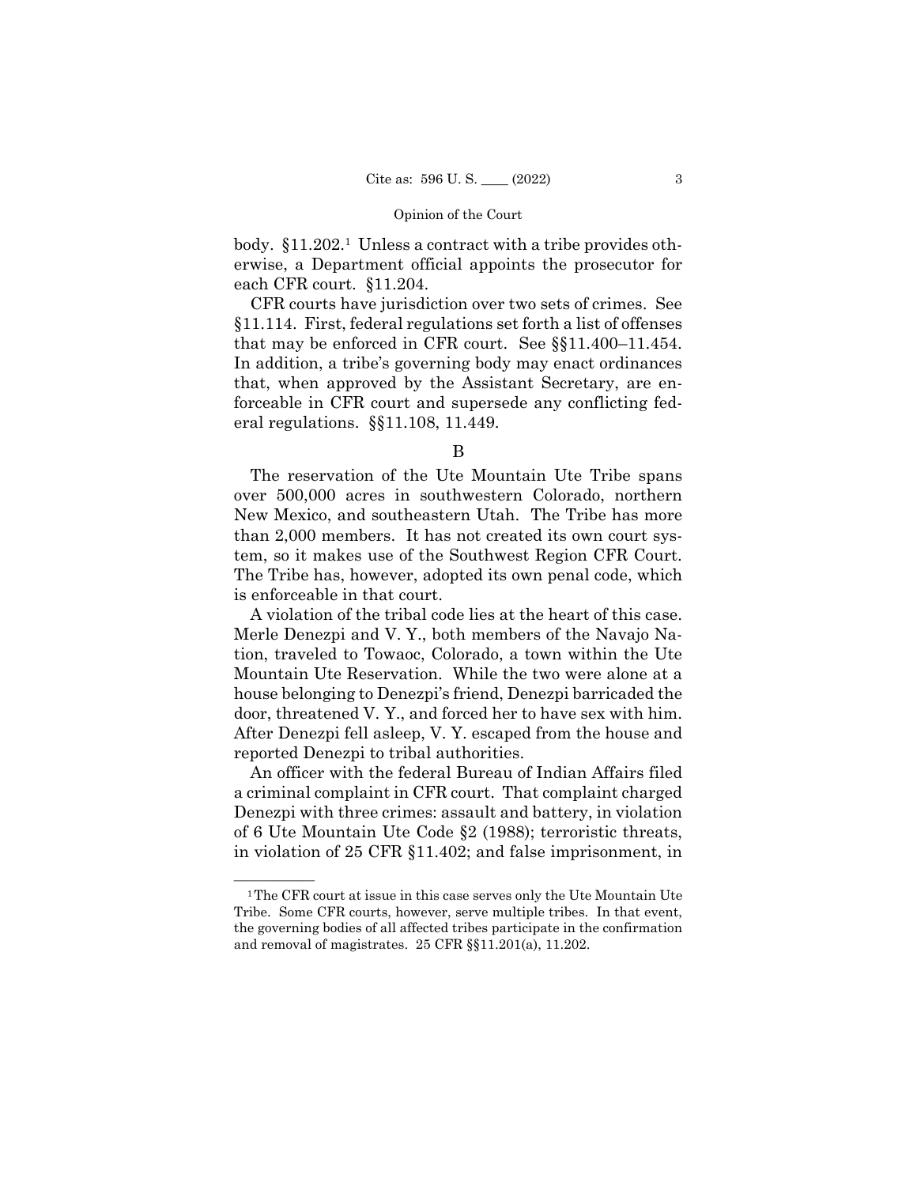body. §11.202.[1] Unless a contract with a tribe provides otherwise, a Department official appoints the prosecutor for each CFR court. §11.204.

CFR courts have jurisdiction over two sets of crimes. See §11.114. First, federal regulations set forth a list of offenses that may be enforced in CFR court. See §§11.400–11.454. In addition, a tribe's governing body may enact ordinances that, when approved by the Assistant Secretary, are enforceable in CFR court and supersede any conflicting federal regulations. §§11.108, 11.449.

B

The reservation of the Ute Mountain Ute Tribe spans over 500,000 acres in southwestern Colorado, northern New Mexico, and southeastern Utah. The Tribe has more than 2,000 members. It has not created its own court system, so it makes use of the Southwest Region CFR Court. The Tribe has, however, adopted its own penal code, which is enforceable in that court.

A violation of the tribal code lies at the heart of this case. Merle Denezpi and V. Y., both members of the Navajo Nation, traveled to Towaoc, Colorado, a town within the Ute Mountain Ute Reservation. While the two were alone at a house belonging to Denezpi's friend, Denezpi barricaded the door, threatened V. Y., and forced her to have sex with him. After Denezpi fell asleep, V. Y. escaped from the house and reported Denezpi to tribal authorities.

An officer with the federal Bureau of Indian Affairs filed a criminal complaint in CFR court. That complaint charged Denezpi with three crimes: assault and battery, in violation of 6 Ute Mountain Ute Code §2 (1988); terroristic threats, in violation of 25 CFR §11.402; and false imprisonment, in

[1] The CFR court at issue in this case serves only the Ute Mountain Ute Tribe. Some CFR courts, however, serve multiple tribes. In that event, the governing bodies of all affected tribes participate in the confirmation and removal of magistrates. 25 CFR §§11.201(a), 11.202.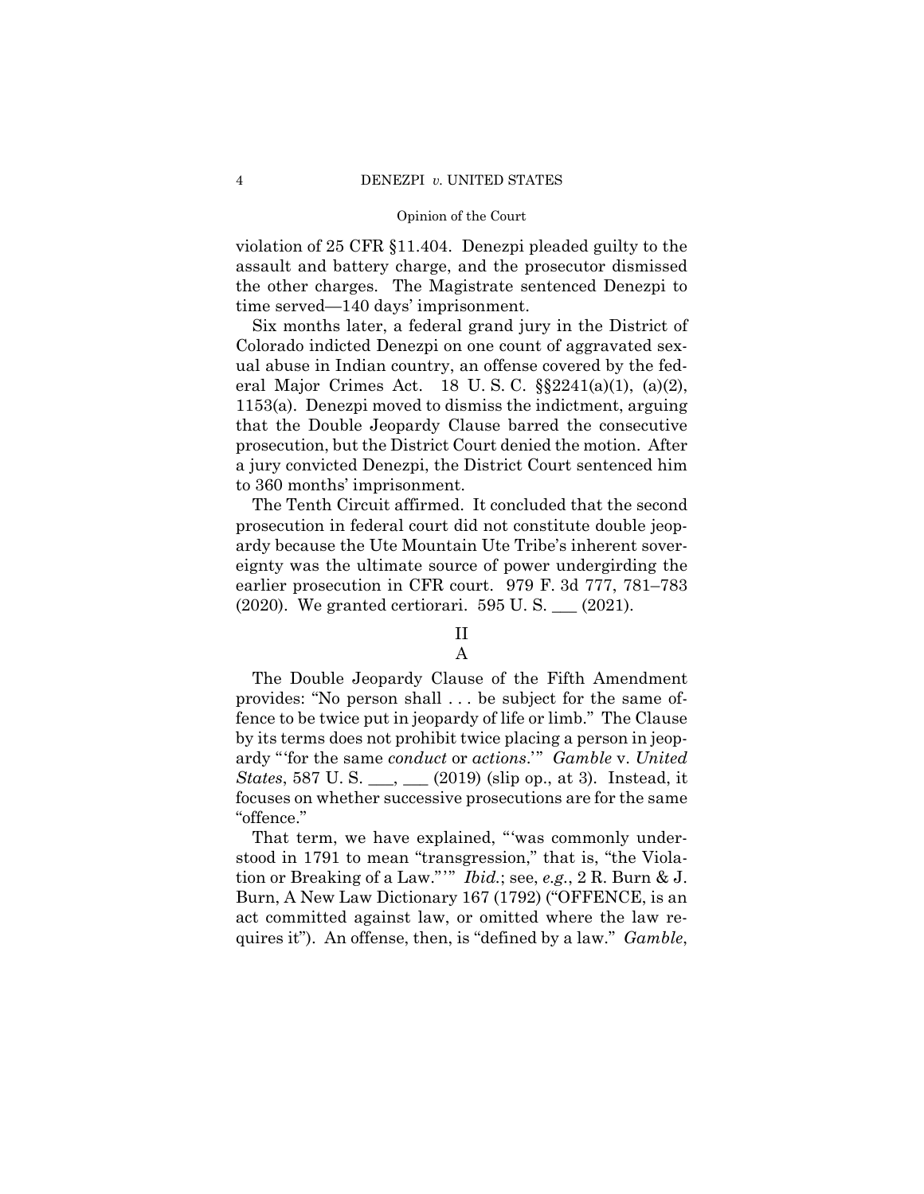violation of 25 CFR §11.404. Denezpi pleaded guilty to the assault and battery charge, and the prosecutor dismissed the other charges. The Magistrate sentenced Denezpi to time served—140 days' imprisonment.

Six months later, a federal grand jury in the District of Colorado indicted Denezpi on one count of aggravated sexual abuse in Indian country, an offense covered by the federal Major Crimes Act. 18 U. S. C. §§2241(a)(1), (a)(2), 1153(a). Denezpi moved to dismiss the indictment, arguing that the Double Jeopardy Clause barred the consecutive prosecution, but the District Court denied the motion. After a jury convicted Denezpi, the District Court sentenced him to 360 months' imprisonment.

The Tenth Circuit affirmed. It concluded that the second prosecution in federal court did not constitute double jeopardy because the Ute Mountain Ute Tribe's inherent sovereignty was the ultimate source of power undergirding the earlier prosecution in CFR court. 979 F. 3d 777, 781–783 (2020). We granted certiorari. 595 U. S. \_\_\_ (2021).

## II

### A

The Double Jeopardy Clause of the Fifth Amendment provides: "No person shall . . . be subject for the same offence to be twice put in jeopardy of life or limb." The Clause by its terms does not prohibit twice placing a person in jeopardy "'for the same *conduct* or *actions*.'" *Gamble* v. *United States*, 587 U. S. \_\_\_, \_\_\_ (2019) (slip op., at 3). Instead, it focuses on whether successive prosecutions are for the same "offence."

That term, we have explained, "'was commonly understood in 1791 to mean "transgression," that is, "the Violation or Breaking of a Law."'" *Ibid.*; see, *e.g.*, 2 R. Burn & J. Burn, A New Law Dictionary 167 (1792) ("OFFENCE, is an act committed against law, or omitted where the law requires it"). An offense, then, is "defined by a law." *Gamble*,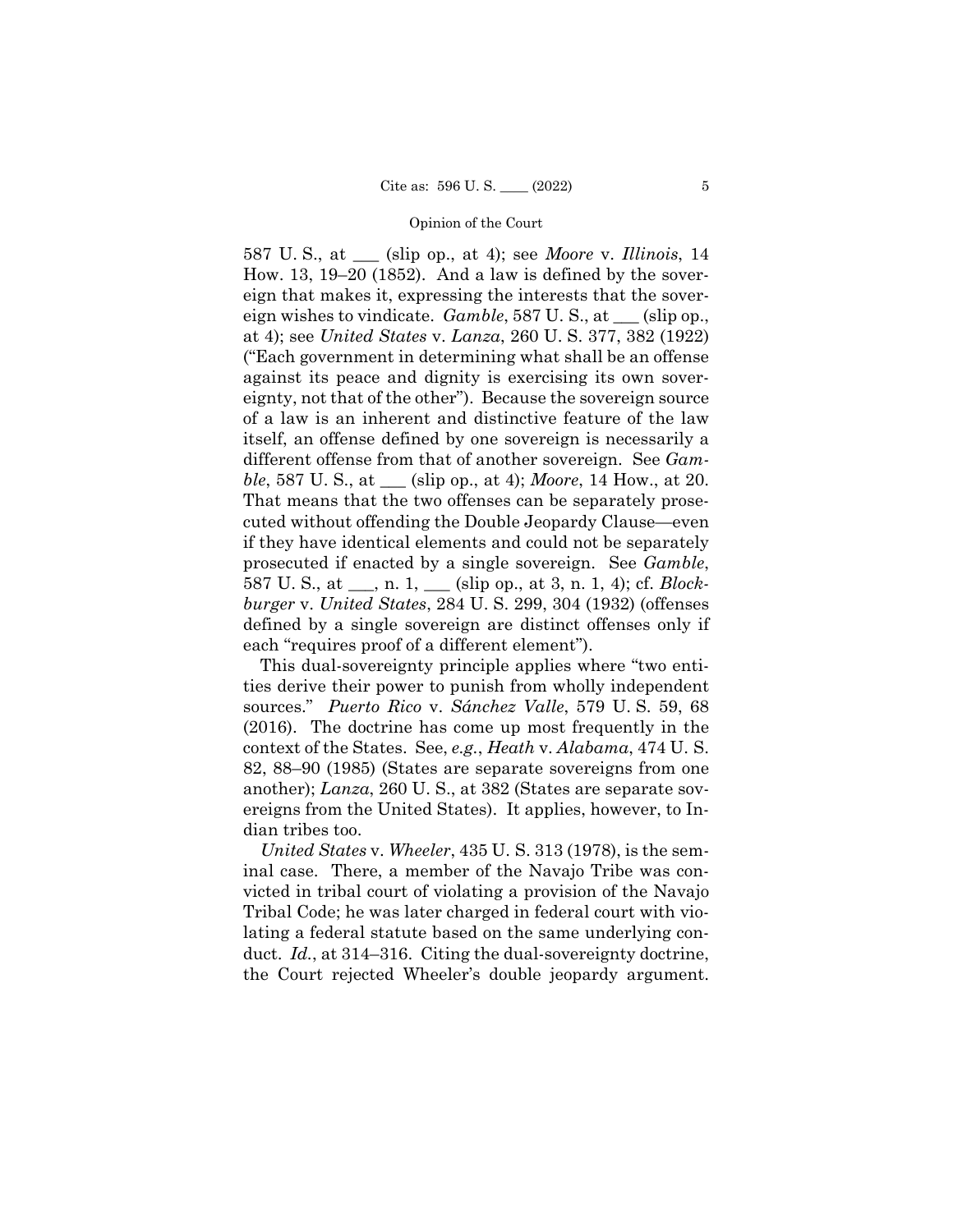587 U. S., at ___ (slip op., at 4); see *Moore* v. *Illinois*, 14 How. 13, 19–20 (1852). And a law is defined by the sovereign that makes it, expressing the interests that the sovereign wishes to vindicate. *Gamble*, 587 U. S., at ___ (slip op., at 4); see *United States* v. *Lanza*, 260 U. S. 377, 382 (1922) ("Each government in determining what shall be an offense against its peace and dignity is exercising its own sovereignty, not that of the other"). Because the sovereign source of a law is an inherent and distinctive feature of the law itself, an offense defined by one sovereign is necessarily a different offense from that of another sovereign. See *Gamble*, 587 U. S., at ___ (slip op., at 4); *Moore*, 14 How., at 20. That means that the two offenses can be separately prosecuted without offending the Double Jeopardy Clause—even if they have identical elements and could not be separately prosecuted if enacted by a single sovereign. See *Gamble*, 587 U. S., at ___, n. 1, ___ (slip op., at 3, n. 1, 4); cf. *Blockburger* v. *United States*, 284 U. S. 299, 304 (1932) (offenses defined by a single sovereign are distinct offenses only if each "requires proof of a different element").

This dual-sovereignty principle applies where "two entities derive their power to punish from wholly independent sources." *Puerto Rico* v. *Sánchez Valle*, 579 U. S. 59, 68 (2016). The doctrine has come up most frequently in the context of the States. See, *e.g.*, *Heath* v. *Alabama*, 474 U. S. 82, 88–90 (1985) (States are separate sovereigns from one another); *Lanza*, 260 U. S., at 382 (States are separate sovereigns from the United States). It applies, however, to Indian tribes too.

*United States* v. *Wheeler*, 435 U. S. 313 (1978), is the seminal case. There, a member of the Navajo Tribe was convicted in tribal court of violating a provision of the Navajo Tribal Code; he was later charged in federal court with violating a federal statute based on the same underlying conduct. *Id.*, at 314–316. Citing the dual-sovereignty doctrine, the Court rejected Wheeler's double jeopardy argument.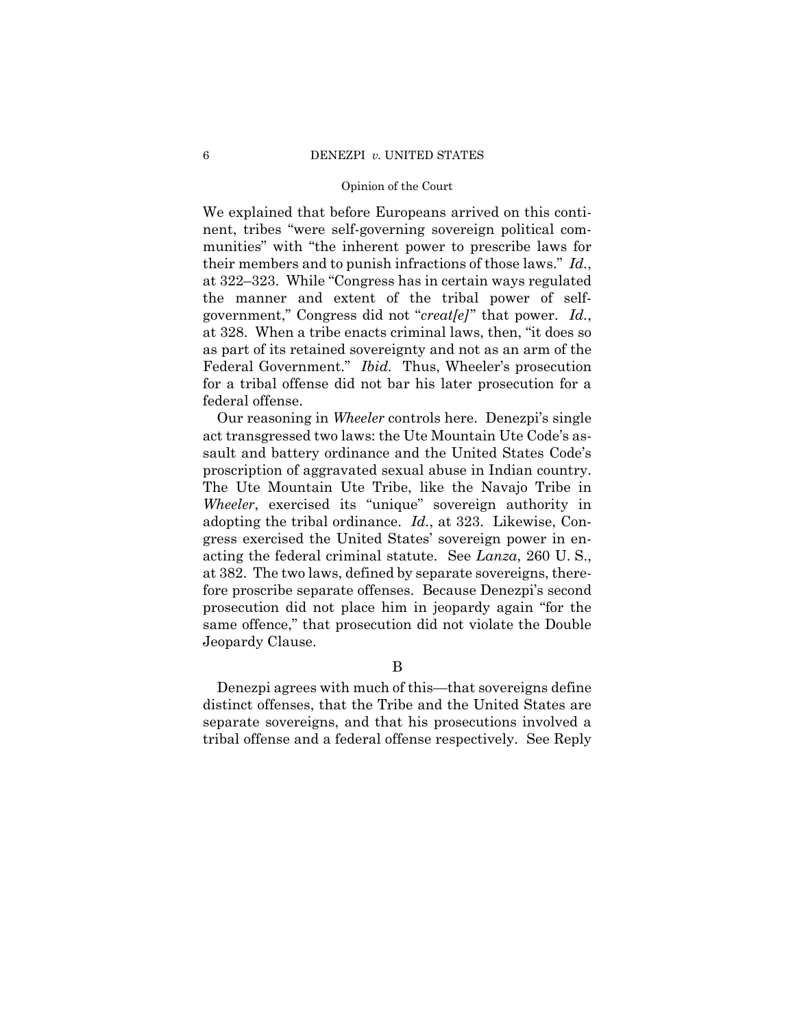We explained that before Europeans arrived on this continent, tribes "were self-governing sovereign political communities" with "the inherent power to prescribe laws for their members and to punish infractions of those laws." *Id.*, at 322–323. While "Congress has in certain ways regulated the manner and extent of the tribal power of self-government," Congress did not "*creat[e]*" that power. *Id.*, at 328. When a tribe enacts criminal laws, then, "it does so as part of its retained sovereignty and not as an arm of the Federal Government." *Ibid.* Thus, Wheeler's prosecution for a tribal offense did not bar his later prosecution for a federal offense.

Our reasoning in *Wheeler* controls here. Denezpi's single act transgressed two laws: the Ute Mountain Ute Code's assault and battery ordinance and the United States Code's proscription of aggravated sexual abuse in Indian country. The Ute Mountain Ute Tribe, like the Navajo Tribe in *Wheeler*, exercised its "unique" sovereign authority in adopting the tribal ordinance. *Id.*, at 323. Likewise, Congress exercised the United States' sovereign power in enacting the federal criminal statute. See *Lanza*, 260 U. S., at 382. The two laws, defined by separate sovereigns, therefore proscribe separate offenses. Because Denezpi's second prosecution did not place him in jeopardy again "for the same offence," that prosecution did not violate the Double Jeopardy Clause.

B

Denezpi agrees with much of this—that sovereigns define distinct offenses, that the Tribe and the United States are separate sovereigns, and that his prosecutions involved a tribal offense and a federal offense respectively. See Reply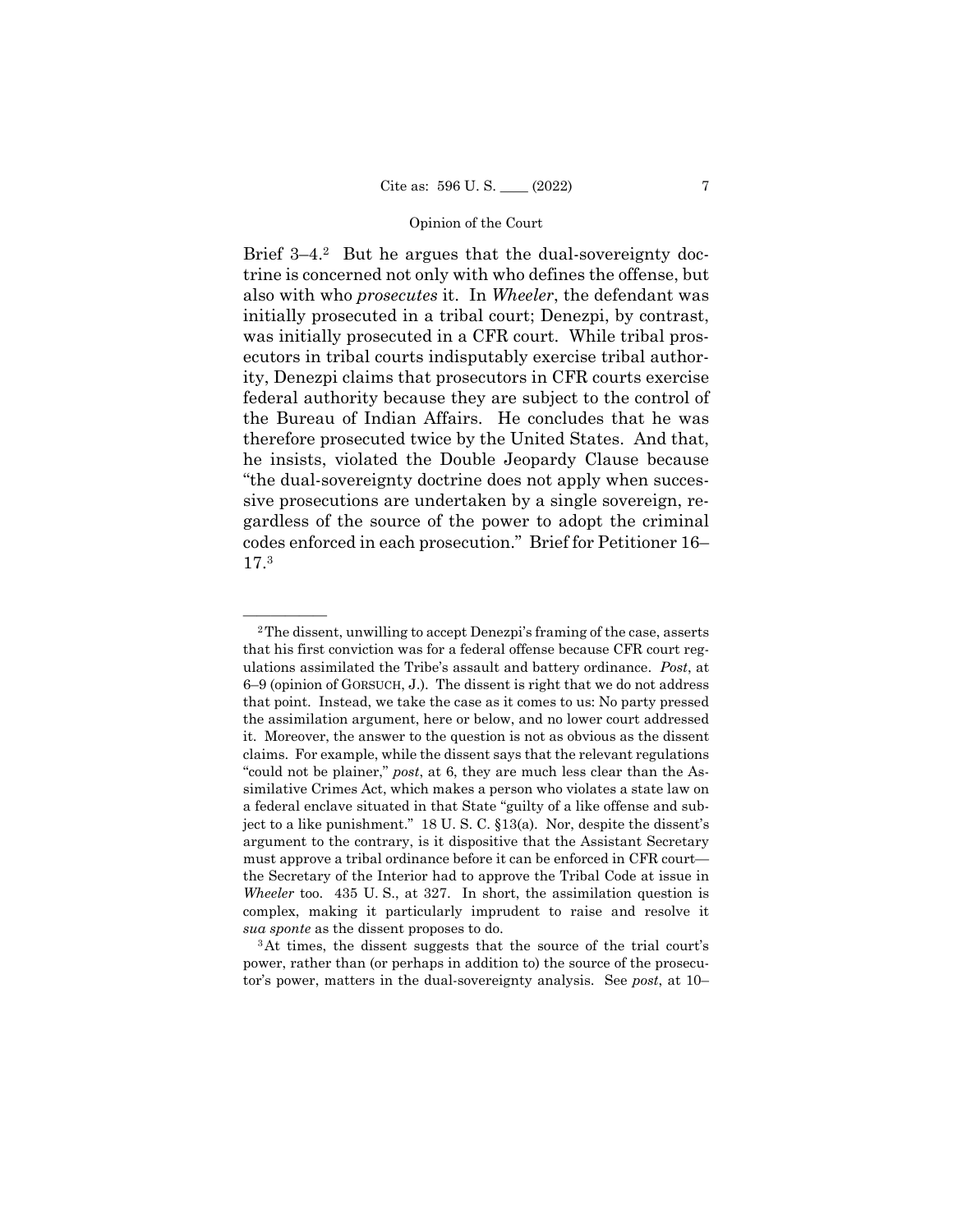Brief 3–4.[2] But he argues that the dual-sovereignty doctrine is concerned not only with who defines the offense, but also with who *prosecutes* it. In *Wheeler*, the defendant was initially prosecuted in a tribal court; Denezpi, by contrast, was initially prosecuted in a CFR court. While tribal prosecutors in tribal courts indisputably exercise tribal authority, Denezpi claims that prosecutors in CFR courts exercise federal authority because they are subject to the control of the Bureau of Indian Affairs. He concludes that he was therefore prosecuted twice by the United States. And that, he insists, violated the Double Jeopardy Clause because "the dual-sovereignty doctrine does not apply when successive prosecutions are undertaken by a single sovereign, regardless of the source of the power to adopt the criminal codes enforced in each prosecution." Brief for Petitioner 16–17.[3]

---

[2] The dissent, unwilling to accept Denezpi's framing of the case, asserts that his first conviction was for a federal offense because CFR court regulations assimilated the Tribe's assault and battery ordinance. *Post*, at 6–9 (opinion of GORSUCH, J.). The dissent is right that we do not address that point. Instead, we take the case as it comes to us: No party pressed the assimilation argument, here or below, and no lower court addressed it. Moreover, the answer to the question is not as obvious as the dissent claims. For example, while the dissent says that the relevant regulations "could not be plainer," *post*, at 6, they are much less clear than the Assimilative Crimes Act, which makes a person who violates a state law on a federal enclave situated in that State "guilty of a like offense and subject to a like punishment." 18 U. S. C. §13(a). Nor, despite the dissent's argument to the contrary, is it dispositive that the Assistant Secretary must approve a tribal ordinance before it can be enforced in CFR court—the Secretary of the Interior had to approve the Tribal Code at issue in *Wheeler* too. 435 U. S., at 327. In short, the assimilation question is complex, making it particularly imprudent to raise and resolve it *sua sponte* as the dissent proposes to do.

[3] At times, the dissent suggests that the source of the trial court's power, rather than (or perhaps in addition to) the source of the prosecutor's power, matters in the dual-sovereignty analysis. See *post*, at 10–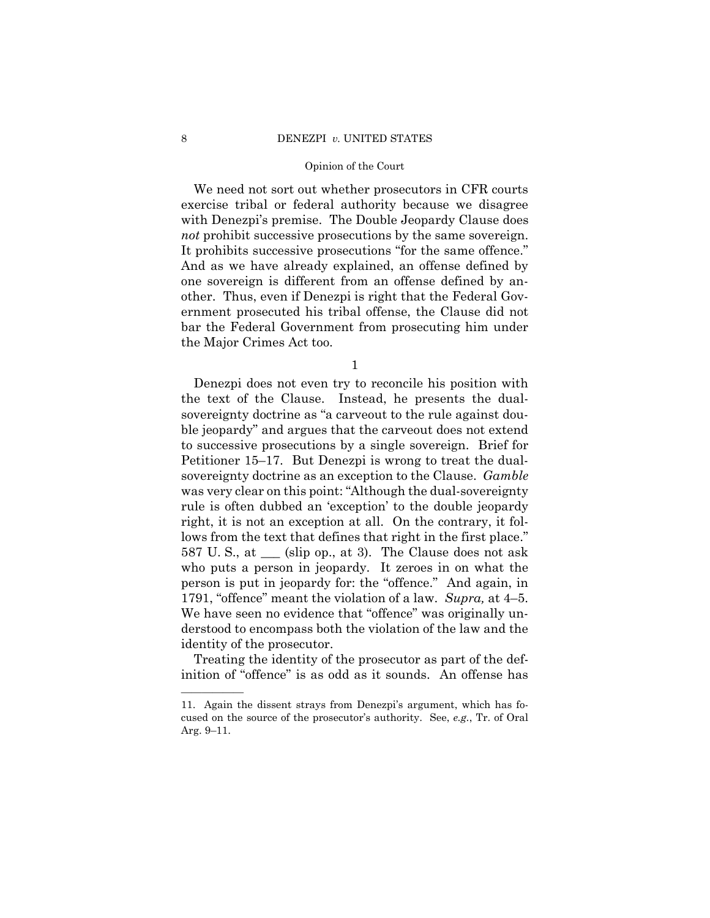We need not sort out whether prosecutors in CFR courts exercise tribal or federal authority because we disagree with Denezpi's premise. The Double Jeopardy Clause does *not* prohibit successive prosecutions by the same sovereign. It prohibits successive prosecutions "for the same offence." And as we have already explained, an offense defined by one sovereign is different from an offense defined by another. Thus, even if Denezpi is right that the Federal Government prosecuted his tribal offense, the Clause did not bar the Federal Government from prosecuting him under the Major Crimes Act too.

1

Denezpi does not even try to reconcile his position with the text of the Clause. Instead, he presents the dual-sovereignty doctrine as "a carveout to the rule against double jeopardy" and argues that the carveout does not extend to successive prosecutions by a single sovereign. Brief for Petitioner 15–17. But Denezpi is wrong to treat the dual-sovereignty doctrine as an exception to the Clause. *Gamble* was very clear on this point: "Although the dual-sovereignty rule is often dubbed an 'exception' to the double jeopardy right, it is not an exception at all. On the contrary, it follows from the text that defines that right in the first place." 587 U. S., at ___ (slip op., at 3). The Clause does not ask who puts a person in jeopardy. It zeroes in on what the person is put in jeopardy for: the "offence." And again, in 1791, "offence" meant the violation of a law. *Supra,* at 4–5. We have seen no evidence that "offence" was originally understood to encompass both the violation of the law and the identity of the prosecutor.

Treating the identity of the prosecutor as part of the definition of "offence" is as odd as it sounds. An offense has

11. Again the dissent strays from Denezpi's argument, which has focused on the source of the prosecutor's authority. See, *e.g.*, Tr. of Oral Arg. 9–11.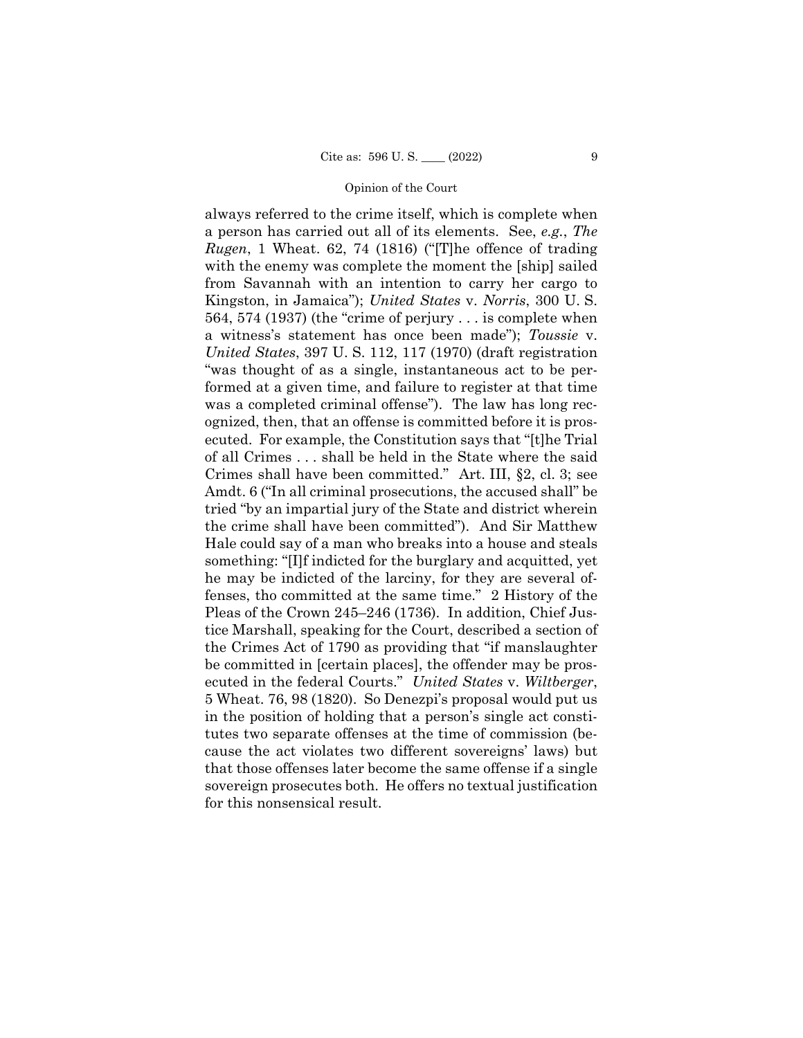always referred to the crime itself, which is complete when a person has carried out all of its elements. See, *e.g.*, *The Rugen*, 1 Wheat. 62, 74 (1816) ("[T]he offence of trading with the enemy was complete the moment the [ship] sailed from Savannah with an intention to carry her cargo to Kingston, in Jamaica"); *United States* v. *Norris*, 300 U. S. 564, 574 (1937) (the "crime of perjury . . . is complete when a witness's statement has once been made"); *Toussie* v. *United States*, 397 U. S. 112, 117 (1970) (draft registration "was thought of as a single, instantaneous act to be performed at a given time, and failure to register at that time was a completed criminal offense"). The law has long recognized, then, that an offense is committed before it is prosecuted. For example, the Constitution says that "[t]he Trial of all Crimes . . . shall be held in the State where the said Crimes shall have been committed." Art. III, §2, cl. 3; see Amdt. 6 ("In all criminal prosecutions, the accused shall" be tried "by an impartial jury of the State and district wherein the crime shall have been committed"). And Sir Matthew Hale could say of a man who breaks into a house and steals something: "[I]f indicted for the burglary and acquitted, yet he may be indicted of the larciny, for they are several offenses, tho committed at the same time." 2 History of the Pleas of the Crown 245–246 (1736). In addition, Chief Justice Marshall, speaking for the Court, described a section of the Crimes Act of 1790 as providing that "if manslaughter be committed in [certain places], the offender may be prosecuted in the federal Courts." *United States* v. *Wiltberger*, 5 Wheat. 76, 98 (1820). So Denezpi's proposal would put us in the position of holding that a person's single act constitutes two separate offenses at the time of commission (because the act violates two different sovereigns' laws) but that those offenses later become the same offense if a single sovereign prosecutes both. He offers no textual justification for this nonsensical result.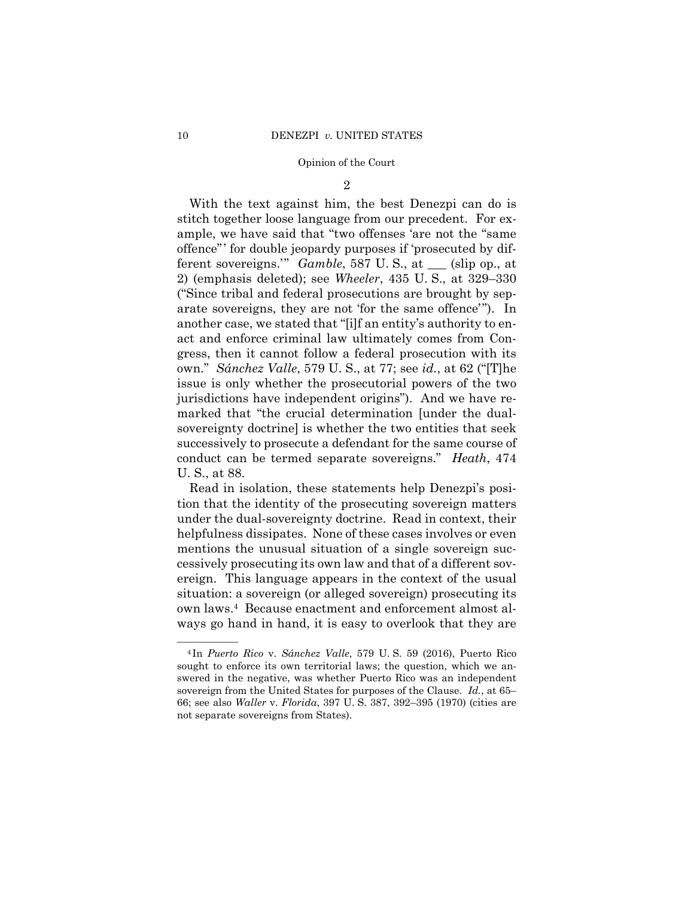2

With the text against him, the best Denezpi can do is stitch together loose language from our precedent. For example, we have said that "two offenses 'are not the "same offence"' for double jeopardy purposes if 'prosecuted by different sovereigns.'" *Gamble*, 587 U. S., at ___ (slip op., at 2) (emphasis deleted); see *Wheeler*, 435 U. S., at 329–330 ("Since tribal and federal prosecutions are brought by separate sovereigns, they are not 'for the same offence'"). In another case, we stated that "[i]f an entity's authority to enact and enforce criminal law ultimately comes from Congress, then it cannot follow a federal prosecution with its own." *Sánchez Valle*, 579 U. S., at 77; see *id.*, at 62 ("[T]he issue is only whether the prosecutorial powers of the two jurisdictions have independent origins"). And we have remarked that "the crucial determination [under the dual-sovereignty doctrine] is whether the two entities that seek successively to prosecute a defendant for the same course of conduct can be termed separate sovereigns." *Heath*, 474 U. S., at 88.

Read in isolation, these statements help Denezpi's position that the identity of the prosecuting sovereign matters under the dual-sovereignty doctrine. Read in context, their helpfulness dissipates. None of these cases involves or even mentions the unusual situation of a single sovereign successively prosecuting its own law and that of a different sovereign. This language appears in the context of the usual situation: a sovereign (or alleged sovereign) prosecuting its own laws.[4] Because enactment and enforcement almost always go hand in hand, it is easy to overlook that they are

---

[4] In *Puerto Rico* v. *Sánchez Valle*, 579 U. S. 59 (2016), Puerto Rico sought to enforce its own territorial laws; the question, which we answered in the negative, was whether Puerto Rico was an independent sovereign from the United States for purposes of the Clause. *Id.*, at 65–66; see also *Waller* v. *Florida*, 397 U. S. 387, 392–395 (1970) (cities are not separate sovereigns from States).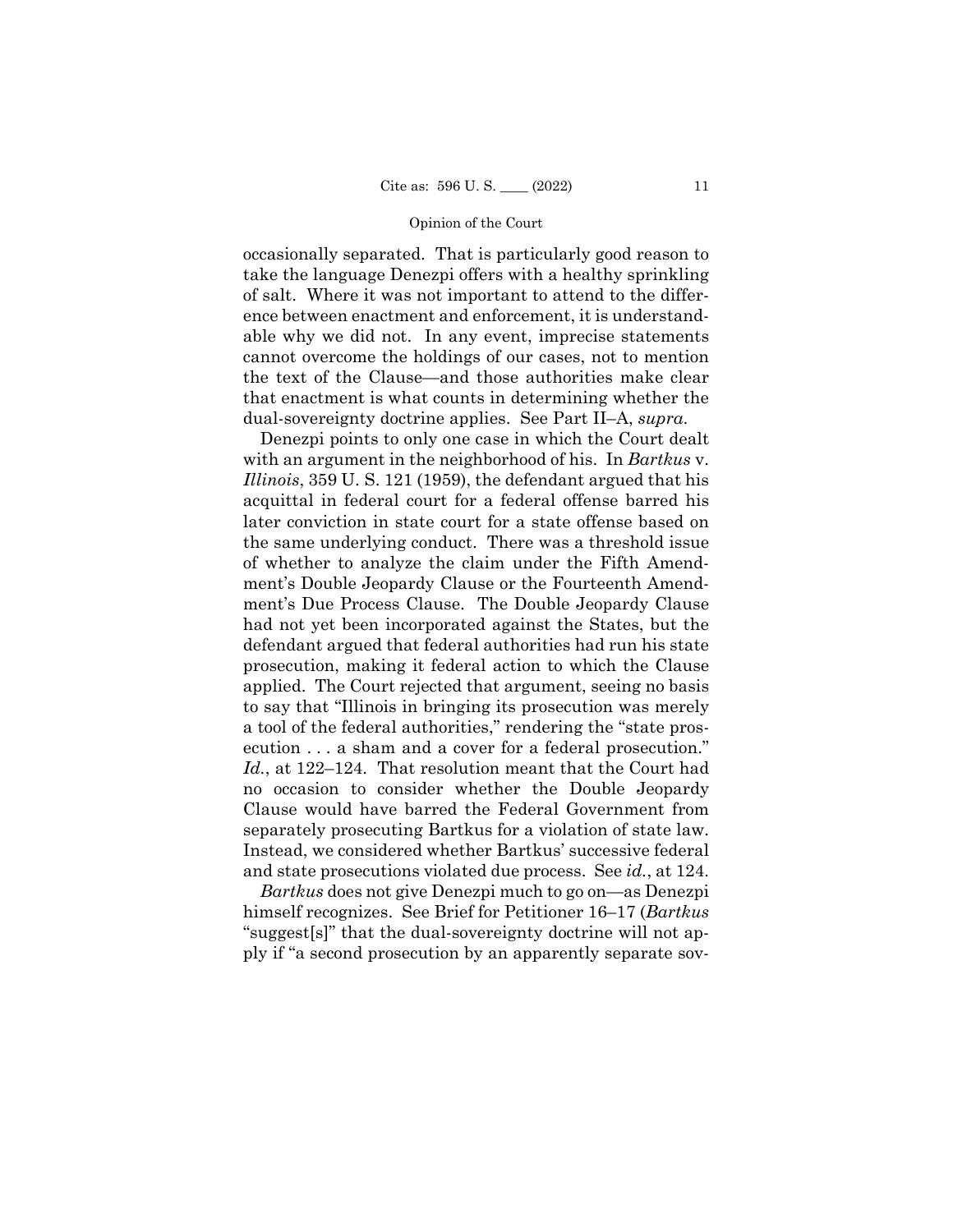occasionally separated. That is particularly good reason to take the language Denezpi offers with a healthy sprinkling of salt. Where it was not important to attend to the difference between enactment and enforcement, it is understandable why we did not. In any event, imprecise statements cannot overcome the holdings of our cases, not to mention the text of the Clause—and those authorities make clear that enactment is what counts in determining whether the dual-sovereignty doctrine applies. See Part II–A, *supra*.

Denezpi points to only one case in which the Court dealt with an argument in the neighborhood of his. In *Bartkus* v. *Illinois*, 359 U. S. 121 (1959), the defendant argued that his acquittal in federal court for a federal offense barred his later conviction in state court for a state offense based on the same underlying conduct. There was a threshold issue of whether to analyze the claim under the Fifth Amendment's Double Jeopardy Clause or the Fourteenth Amendment's Due Process Clause. The Double Jeopardy Clause had not yet been incorporated against the States, but the defendant argued that federal authorities had run his state prosecution, making it federal action to which the Clause applied. The Court rejected that argument, seeing no basis to say that "Illinois in bringing its prosecution was merely a tool of the federal authorities," rendering the "state prosecution . . . a sham and a cover for a federal prosecution." *Id.*, at 122–124. That resolution meant that the Court had no occasion to consider whether the Double Jeopardy Clause would have barred the Federal Government from separately prosecuting Bartkus for a violation of state law. Instead, we considered whether Bartkus' successive federal and state prosecutions violated due process. See *id.*, at 124.

*Bartkus* does not give Denezpi much to go on—as Denezpi himself recognizes. See Brief for Petitioner 16–17 (*Bartkus* "suggest[s]" that the dual-sovereignty doctrine will not apply if "a second prosecution by an apparently separate sov-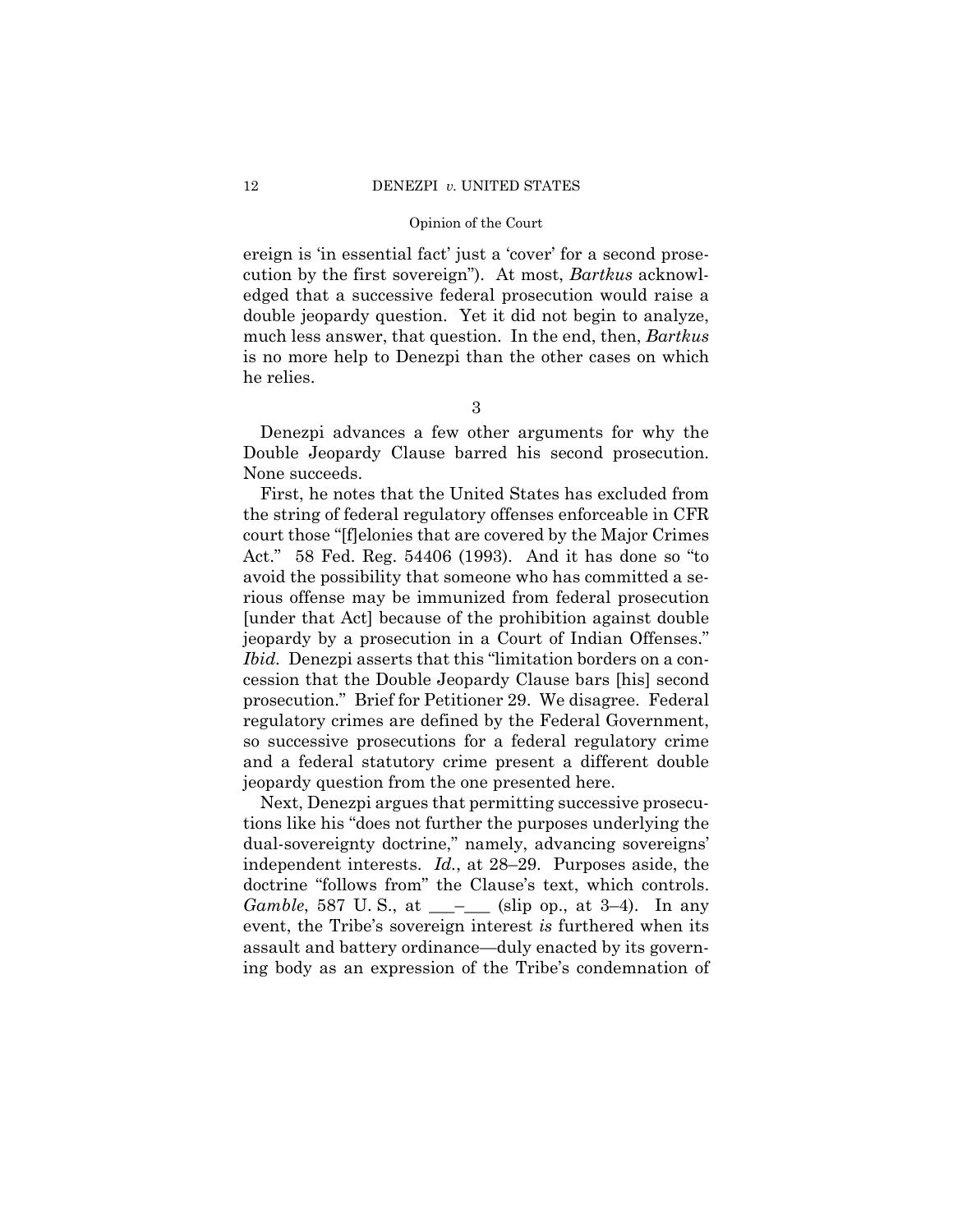ereign is 'in essential fact' just a 'cover' for a second prosecution by the first sovereign"). At most, *Bartkus* acknowledged that a successive federal prosecution would raise a double jeopardy question. Yet it did not begin to analyze, much less answer, that question. In the end, then, *Bartkus* is no more help to Denezpi than the other cases on which he relies.

3

Denezpi advances a few other arguments for why the Double Jeopardy Clause barred his second prosecution. None succeeds.

First, he notes that the United States has excluded from the string of federal regulatory offenses enforceable in CFR court those "[f]elonies that are covered by the Major Crimes Act." 58 Fed. Reg. 54406 (1993). And it has done so "to avoid the possibility that someone who has committed a serious offense may be immunized from federal prosecution [under that Act] because of the prohibition against double jeopardy by a prosecution in a Court of Indian Offenses." *Ibid.* Denezpi asserts that this "limitation borders on a concession that the Double Jeopardy Clause bars [his] second prosecution." Brief for Petitioner 29. We disagree. Federal regulatory crimes are defined by the Federal Government, so successive prosecutions for a federal regulatory crime and a federal statutory crime present a different double jeopardy question from the one presented here.

Next, Denezpi argues that permitting successive prosecutions like his "does not further the purposes underlying the dual-sovereignty doctrine," namely, advancing sovereigns' independent interests. *Id.*, at 28–29. Purposes aside, the doctrine "follows from" the Clause's text, which controls. *Gamble*, 587 U. S., at \_\_\_–\_\_\_ (slip op., at 3–4). In any event, the Tribe's sovereign interest *is* furthered when its assault and battery ordinance—duly enacted by its governing body as an expression of the Tribe's condemnation of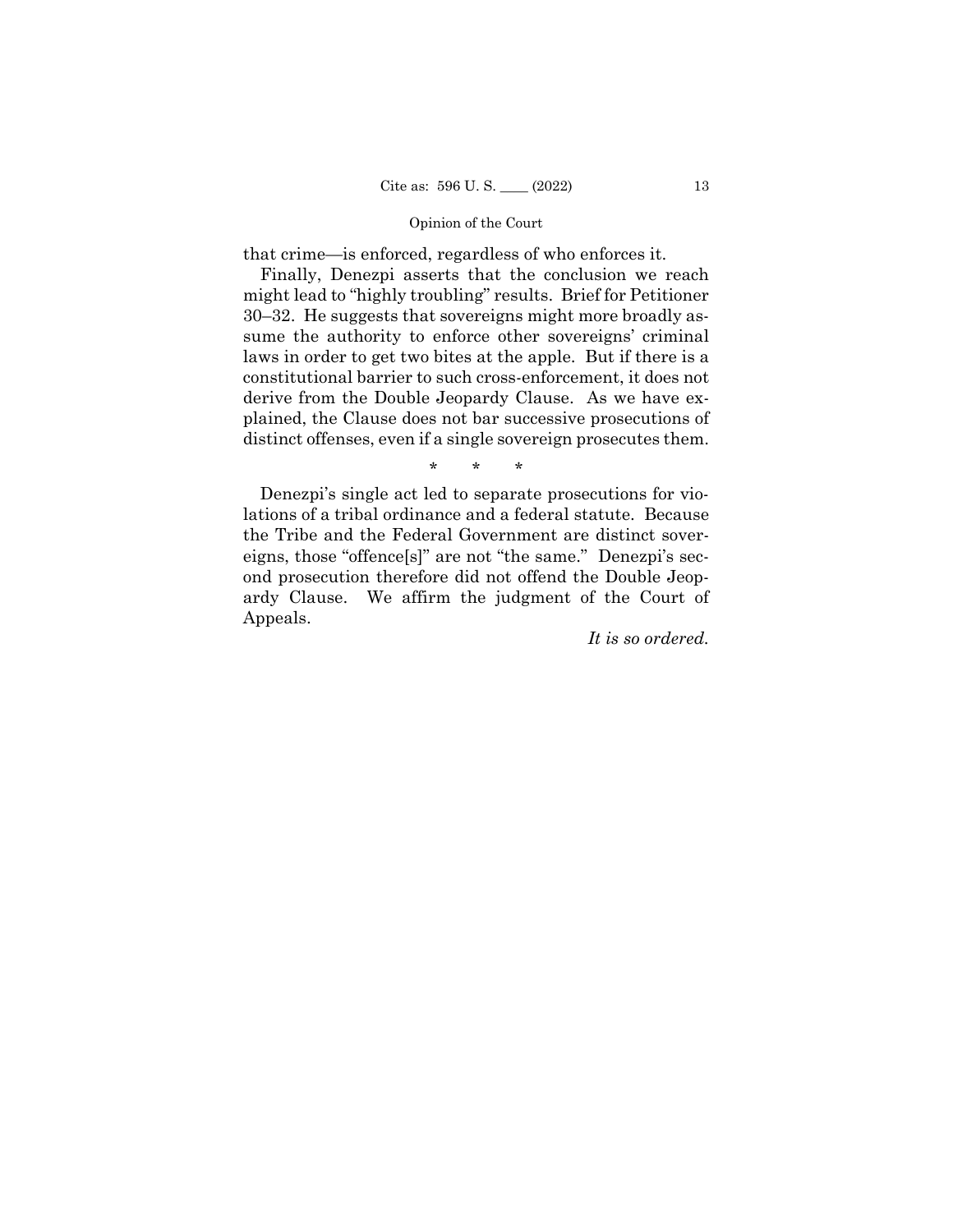that crime—is enforced, regardless of who enforces it.

Finally, Denezpi asserts that the conclusion we reach might lead to "highly troubling" results. Brief for Petitioner 30–32. He suggests that sovereigns might more broadly assume the authority to enforce other sovereigns' criminal laws in order to get two bites at the apple. But if there is a constitutional barrier to such cross-enforcement, it does not derive from the Double Jeopardy Clause. As we have explained, the Clause does not bar successive prosecutions of distinct offenses, even if a single sovereign prosecutes them.

\* \* \*

Denezpi's single act led to separate prosecutions for violations of a tribal ordinance and a federal statute. Because the Tribe and the Federal Government are distinct sovereigns, those "offence[s]" are not "the same." Denezpi's second prosecution therefore did not offend the Double Jeopardy Clause. We affirm the judgment of the Court of Appeals.

*It is so ordered.*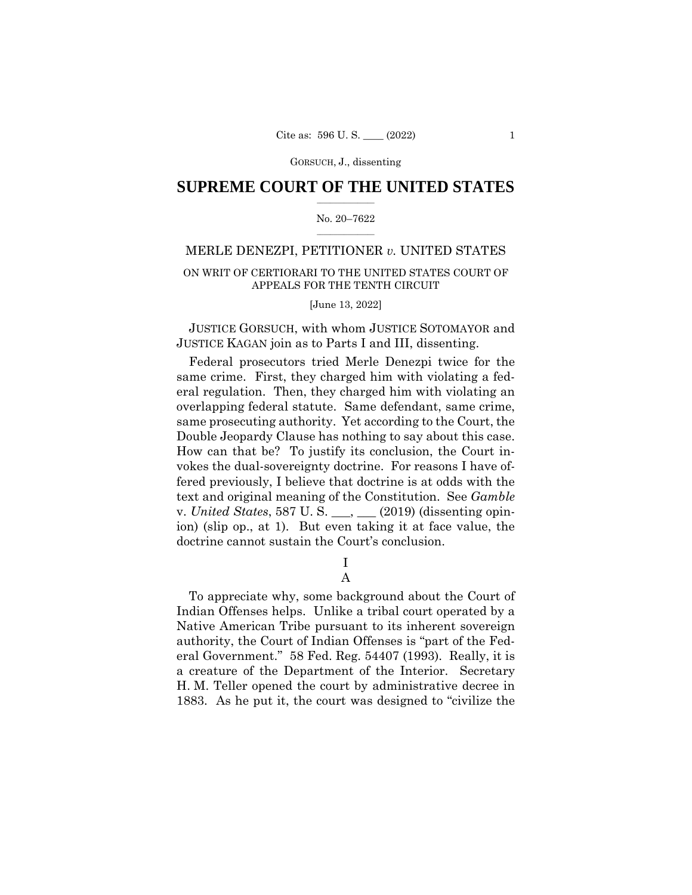**SUPREME COURT OF THE UNITED STATES**

No. 20–7622

MERLE DENEZPI, PETITIONER *v.* UNITED STATES

ON WRIT OF CERTIORARI TO THE UNITED STATES COURT OF APPEALS FOR THE TENTH CIRCUIT

[June 13, 2022]

JUSTICE GORSUCH, with whom JUSTICE SOTOMAYOR and JUSTICE KAGAN join as to Parts I and III, dissenting.

Federal prosecutors tried Merle Denezpi twice for the same crime. First, they charged him with violating a federal regulation. Then, they charged him with violating an overlapping federal statute. Same defendant, same crime, same prosecuting authority. Yet according to the Court, the Double Jeopardy Clause has nothing to say about this case. How can that be? To justify its conclusion, the Court invokes the dual-sovereignty doctrine. For reasons I have offered previously, I believe that doctrine is at odds with the text and original meaning of the Constitution. See *Gamble* v. *United States*, 587 U. S. ___, ___ (2019) (dissenting opinion) (slip op., at 1). But even taking it at face value, the doctrine cannot sustain the Court's conclusion.

I

A

To appreciate why, some background about the Court of Indian Offenses helps. Unlike a tribal court operated by a Native American Tribe pursuant to its inherent sovereign authority, the Court of Indian Offenses is "part of the Federal Government." 58 Fed. Reg. 54407 (1993). Really, it is a creature of the Department of the Interior. Secretary H. M. Teller opened the court by administrative decree in 1883. As he put it, the court was designed to "civilize the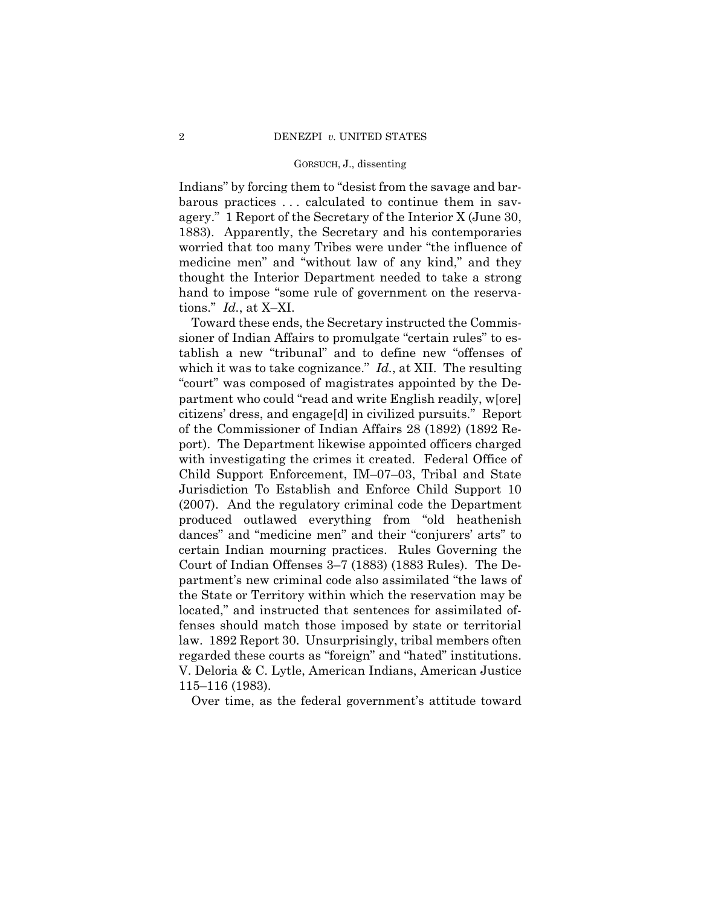Indians" by forcing them to "desist from the savage and barbarous practices . . . calculated to continue them in savagery." 1 Report of the Secretary of the Interior X (June 30, 1883). Apparently, the Secretary and his contemporaries worried that too many Tribes were under "the influence of medicine men" and "without law of any kind," and they thought the Interior Department needed to take a strong hand to impose "some rule of government on the reservations." *Id.*, at X–XI.

Toward these ends, the Secretary instructed the Commissioner of Indian Affairs to promulgate "certain rules" to establish a new "tribunal" and to define new "offenses of which it was to take cognizance." *Id.*, at XII. The resulting "court" was composed of magistrates appointed by the Department who could "read and write English readily, w[ore] citizens' dress, and engage[d] in civilized pursuits." Report of the Commissioner of Indian Affairs 28 (1892) (1892 Report). The Department likewise appointed officers charged with investigating the crimes it created. Federal Office of Child Support Enforcement, IM–07–03, Tribal and State Jurisdiction To Establish and Enforce Child Support 10 (2007). And the regulatory criminal code the Department produced outlawed everything from "old heathenish dances" and "medicine men" and their "conjurers' arts" to certain Indian mourning practices. Rules Governing the Court of Indian Offenses 3–7 (1883) (1883 Rules). The Department's new criminal code also assimilated "the laws of the State or Territory within which the reservation may be located," and instructed that sentences for assimilated offenses should match those imposed by state or territorial law. 1892 Report 30. Unsurprisingly, tribal members often regarded these courts as "foreign" and "hated" institutions. V. Deloria & C. Lytle, American Indians, American Justice 115–116 (1983).

Over time, as the federal government's attitude toward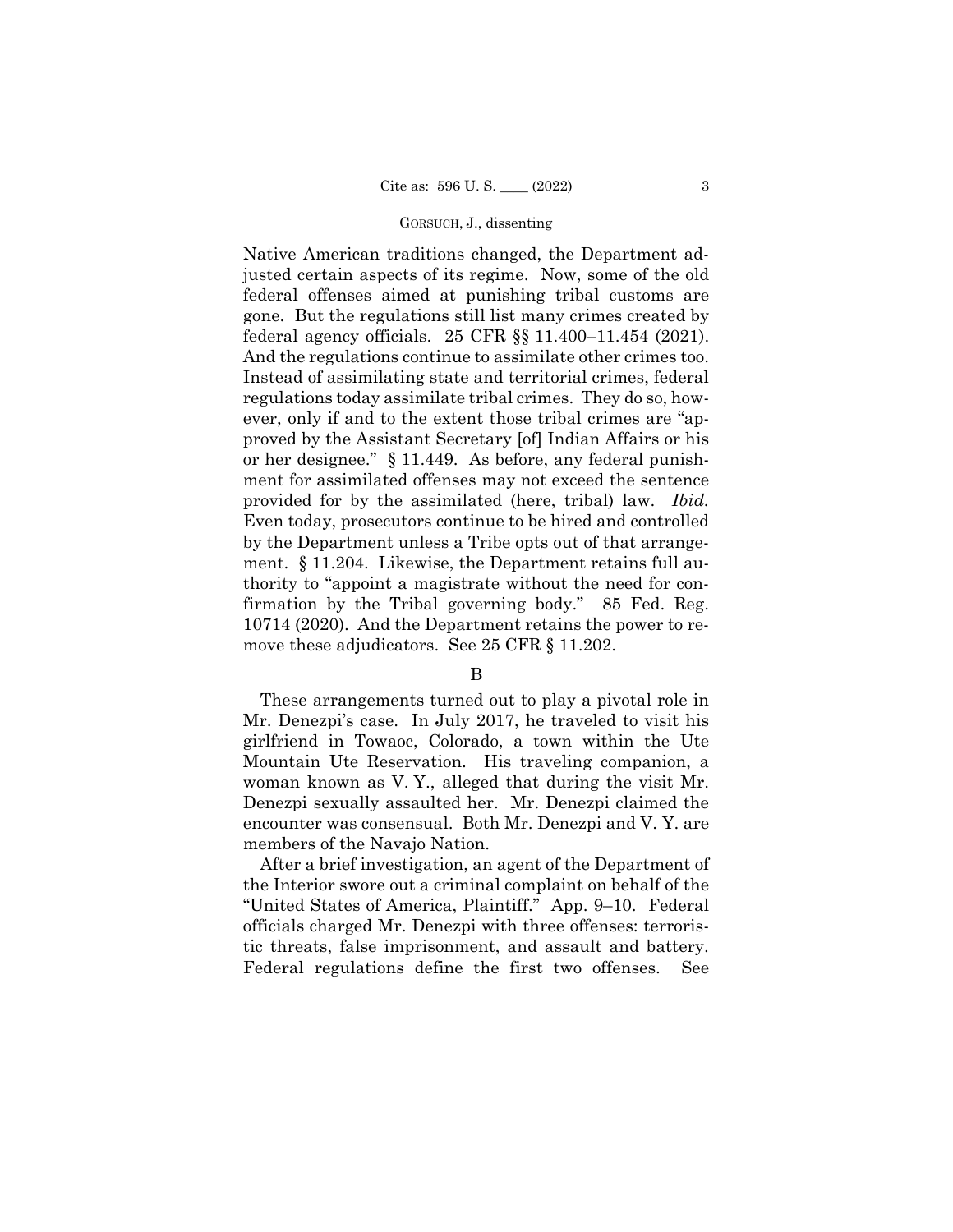Native American traditions changed, the Department adjusted certain aspects of its regime. Now, some of the old federal offenses aimed at punishing tribal customs are gone. But the regulations still list many crimes created by federal agency officials. 25 CFR §§ 11.400–11.454 (2021). And the regulations continue to assimilate other crimes too. Instead of assimilating state and territorial crimes, federal regulations today assimilate tribal crimes. They do so, however, only if and to the extent those tribal crimes are "approved by the Assistant Secretary [of] Indian Affairs or his or her designee." § 11.449. As before, any federal punishment for assimilated offenses may not exceed the sentence provided for by the assimilated (here, tribal) law. *Ibid.* Even today, prosecutors continue to be hired and controlled by the Department unless a Tribe opts out of that arrangement. § 11.204. Likewise, the Department retains full authority to "appoint a magistrate without the need for confirmation by the Tribal governing body." 85 Fed. Reg. 10714 (2020). And the Department retains the power to remove these adjudicators. See 25 CFR § 11.202.

B

These arrangements turned out to play a pivotal role in Mr. Denezpi's case. In July 2017, he traveled to visit his girlfriend in Towaoc, Colorado, a town within the Ute Mountain Ute Reservation. His traveling companion, a woman known as V. Y., alleged that during the visit Mr. Denezpi sexually assaulted her. Mr. Denezpi claimed the encounter was consensual. Both Mr. Denezpi and V. Y. are members of the Navajo Nation.

After a brief investigation, an agent of the Department of the Interior swore out a criminal complaint on behalf of the "United States of America, Plaintiff." App. 9–10. Federal officials charged Mr. Denezpi with three offenses: terroristic threats, false imprisonment, and assault and battery. Federal regulations define the first two offenses. See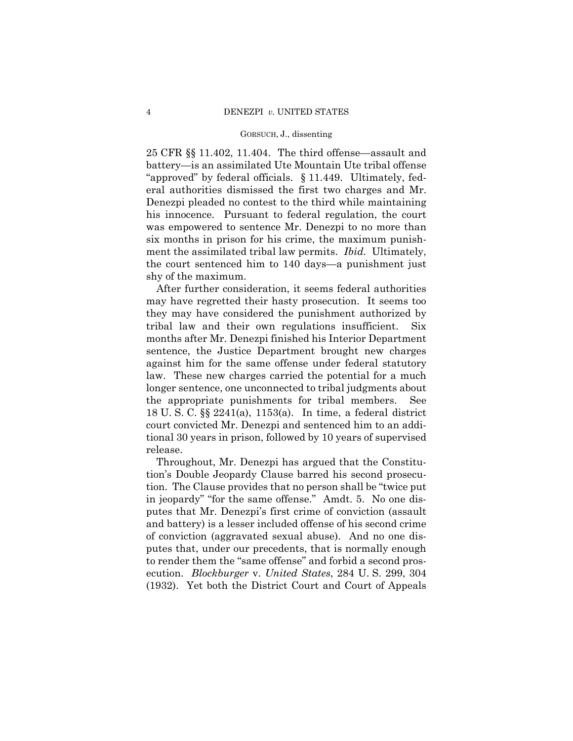25 CFR §§ 11.402, 11.404. The third offense—assault and battery—is an assimilated Ute Mountain Ute tribal offense "approved" by federal officials. § 11.449. Ultimately, federal authorities dismissed the first two charges and Mr. Denezpi pleaded no contest to the third while maintaining his innocence. Pursuant to federal regulation, the court was empowered to sentence Mr. Denezpi to no more than six months in prison for his crime, the maximum punishment the assimilated tribal law permits. *Ibid.* Ultimately, the court sentenced him to 140 days—a punishment just shy of the maximum.

After further consideration, it seems federal authorities may have regretted their hasty prosecution. It seems too they may have considered the punishment authorized by tribal law and their own regulations insufficient. Six months after Mr. Denezpi finished his Interior Department sentence, the Justice Department brought new charges against him for the same offense under federal statutory law. These new charges carried the potential for a much longer sentence, one unconnected to tribal judgments about the appropriate punishments for tribal members. See 18 U. S. C. §§ 2241(a), 1153(a). In time, a federal district court convicted Mr. Denezpi and sentenced him to an additional 30 years in prison, followed by 10 years of supervised release.

Throughout, Mr. Denezpi has argued that the Constitution's Double Jeopardy Clause barred his second prosecution. The Clause provides that no person shall be "twice put in jeopardy" "for the same offense." Amdt. 5. No one disputes that Mr. Denezpi's first crime of conviction (assault and battery) is a lesser included offense of his second crime of conviction (aggravated sexual abuse). And no one disputes that, under our precedents, that is normally enough to render them the "same offense" and forbid a second prosecution. *Blockburger* v. *United States*, 284 U. S. 299, 304 (1932). Yet both the District Court and Court of Appeals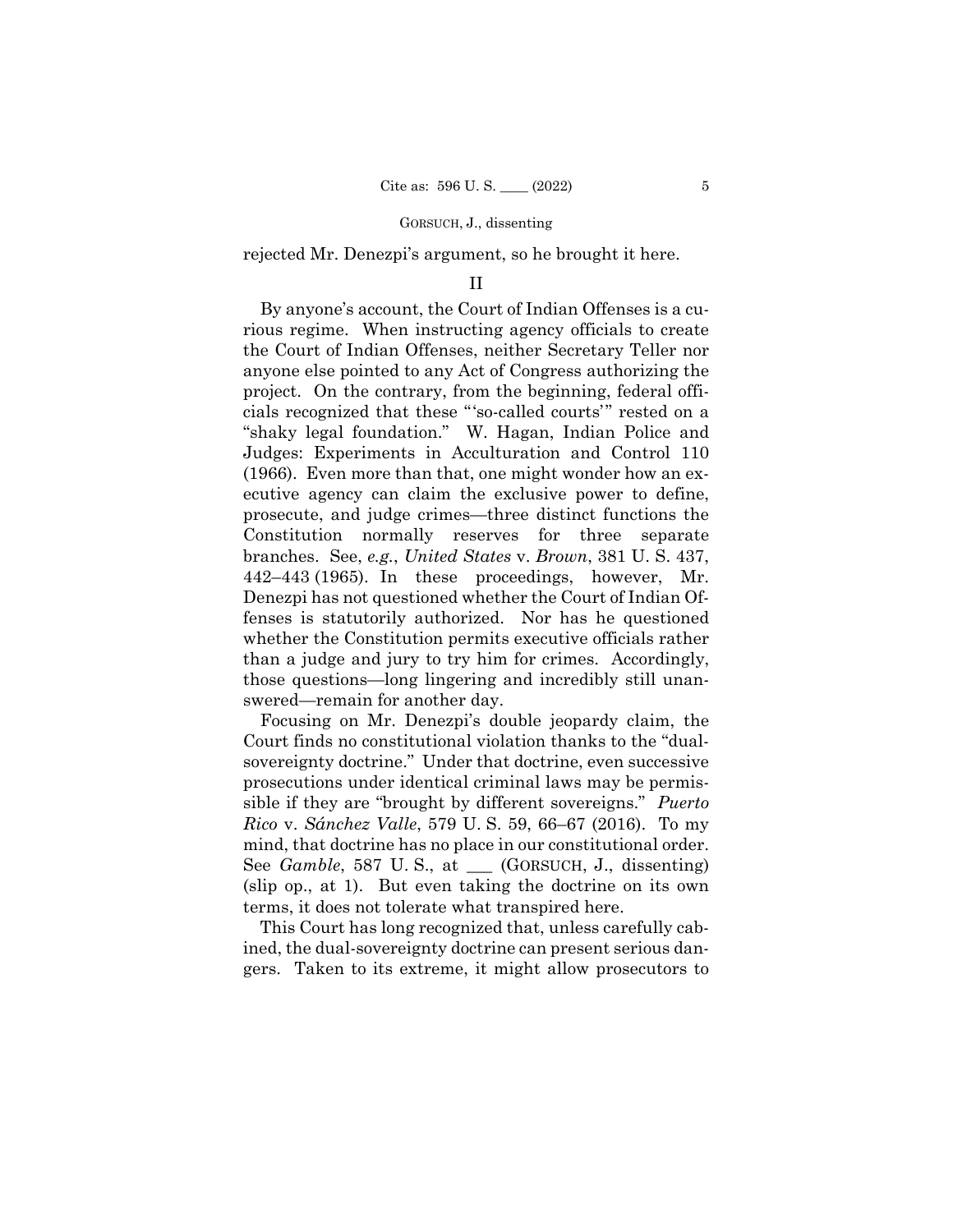rejected Mr. Denezpi's argument, so he brought it here.

## II

By anyone's account, the Court of Indian Offenses is a curious regime. When instructing agency officials to create the Court of Indian Offenses, neither Secretary Teller nor anyone else pointed to any Act of Congress authorizing the project. On the contrary, from the beginning, federal officials recognized that these "'so-called courts'" rested on a "shaky legal foundation." W. Hagan, Indian Police and Judges: Experiments in Acculturation and Control 110 (1966). Even more than that, one might wonder how an executive agency can claim the exclusive power to define, prosecute, and judge crimes—three distinct functions the Constitution normally reserves for three separate branches. See, *e.g.*, *United States* v. *Brown*, 381 U. S. 437, 442–443 (1965). In these proceedings, however, Mr. Denezpi has not questioned whether the Court of Indian Offenses is statutorily authorized. Nor has he questioned whether the Constitution permits executive officials rather than a judge and jury to try him for crimes. Accordingly, those questions—long lingering and incredibly still unanswered—remain for another day.

Focusing on Mr. Denezpi's double jeopardy claim, the Court finds no constitutional violation thanks to the "dual-sovereignty doctrine." Under that doctrine, even successive prosecutions under identical criminal laws may be permissible if they are "brought by different sovereigns." *Puerto Rico* v. *Sánchez Valle*, 579 U. S. 59, 66–67 (2016). To my mind, that doctrine has no place in our constitutional order. See *Gamble*, 587 U. S., at \_\_\_ (GORSUCH, J., dissenting) (slip op., at 1). But even taking the doctrine on its own terms, it does not tolerate what transpired here.

This Court has long recognized that, unless carefully cabined, the dual-sovereignty doctrine can present serious dangers. Taken to its extreme, it might allow prosecutors to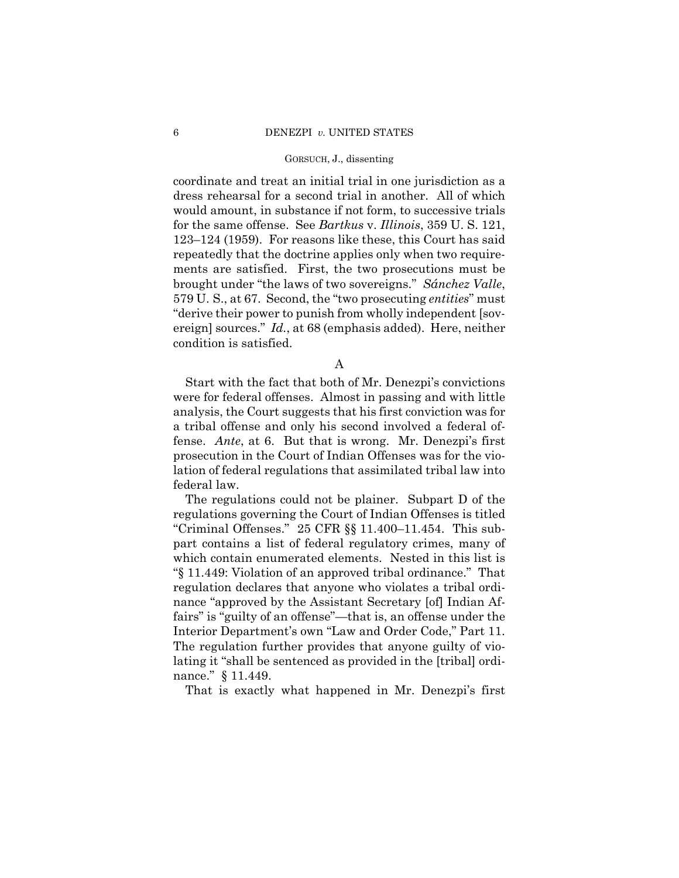coordinate and treat an initial trial in one jurisdiction as a dress rehearsal for a second trial in another. All of which would amount, in substance if not form, to successive trials for the same offense. See *Bartkus* v. *Illinois*, 359 U. S. 121, 123–124 (1959). For reasons like these, this Court has said repeatedly that the doctrine applies only when two requirements are satisfied. First, the two prosecutions must be brought under "the laws of two sovereigns." *Sánchez Valle*, 579 U. S., at 67. Second, the "two prosecuting *entities*" must "derive their power to punish from wholly independent [sovereign] sources." *Id.*, at 68 (emphasis added). Here, neither condition is satisfied.

A

Start with the fact that both of Mr. Denezpi's convictions were for federal offenses. Almost in passing and with little analysis, the Court suggests that his first conviction was for a tribal offense and only his second involved a federal offense. *Ante*, at 6. But that is wrong. Mr. Denezpi's first prosecution in the Court of Indian Offenses was for the violation of federal regulations that assimilated tribal law into federal law.

The regulations could not be plainer. Subpart D of the regulations governing the Court of Indian Offenses is titled "Criminal Offenses." 25 CFR §§ 11.400–11.454. This subpart contains a list of federal regulatory crimes, many of which contain enumerated elements. Nested in this list is "§ 11.449: Violation of an approved tribal ordinance." That regulation declares that anyone who violates a tribal ordinance "approved by the Assistant Secretary [of] Indian Affairs" is "guilty of an offense"—that is, an offense under the Interior Department's own "Law and Order Code," Part 11. The regulation further provides that anyone guilty of violating it "shall be sentenced as provided in the [tribal] ordinance." § 11.449.

That is exactly what happened in Mr. Denezpi's first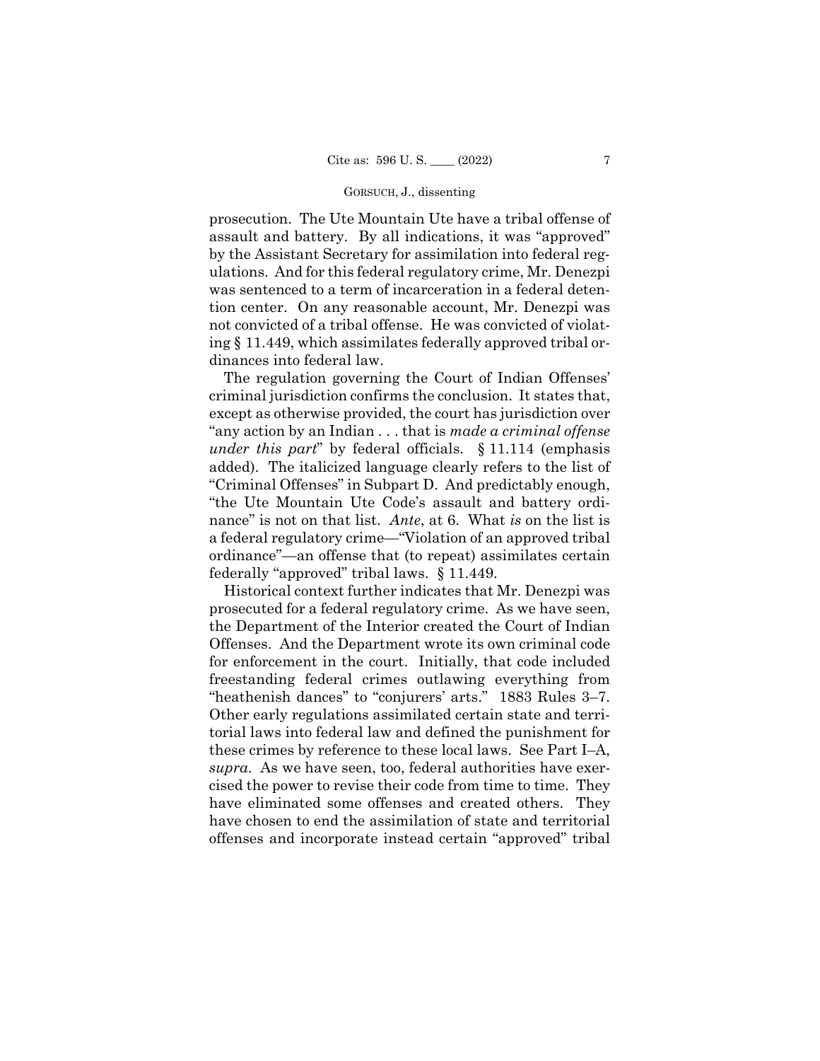prosecution. The Ute Mountain Ute have a tribal offense of assault and battery. By all indications, it was "approved" by the Assistant Secretary for assimilation into federal regulations. And for this federal regulatory crime, Mr. Denezpi was sentenced to a term of incarceration in a federal detention center. On any reasonable account, Mr. Denezpi was not convicted of a tribal offense. He was convicted of violating § 11.449, which assimilates federally approved tribal ordinances into federal law.

The regulation governing the Court of Indian Offenses' criminal jurisdiction confirms the conclusion. It states that, except as otherwise provided, the court has jurisdiction over "any action by an Indian . . . that is *made a criminal offense under this part*" by federal officials. § 11.114 (emphasis added). The italicized language clearly refers to the list of "Criminal Offenses" in Subpart D. And predictably enough, "the Ute Mountain Ute Code's assault and battery ordinance" is not on that list. *Ante*, at 6. What *is* on the list is a federal regulatory crime—"Violation of an approved tribal ordinance"—an offense that (to repeat) assimilates certain federally "approved" tribal laws. § 11.449.

Historical context further indicates that Mr. Denezpi was prosecuted for a federal regulatory crime. As we have seen, the Department of the Interior created the Court of Indian Offenses. And the Department wrote its own criminal code for enforcement in the court. Initially, that code included freestanding federal crimes outlawing everything from "heathenish dances" to "conjurers' arts." 1883 Rules 3–7. Other early regulations assimilated certain state and territorial laws into federal law and defined the punishment for these crimes by reference to these local laws. See Part I–A, *supra*. As we have seen, too, federal authorities have exercised the power to revise their code from time to time. They have eliminated some offenses and created others. They have chosen to end the assimilation of state and territorial offenses and incorporate instead certain "approved" tribal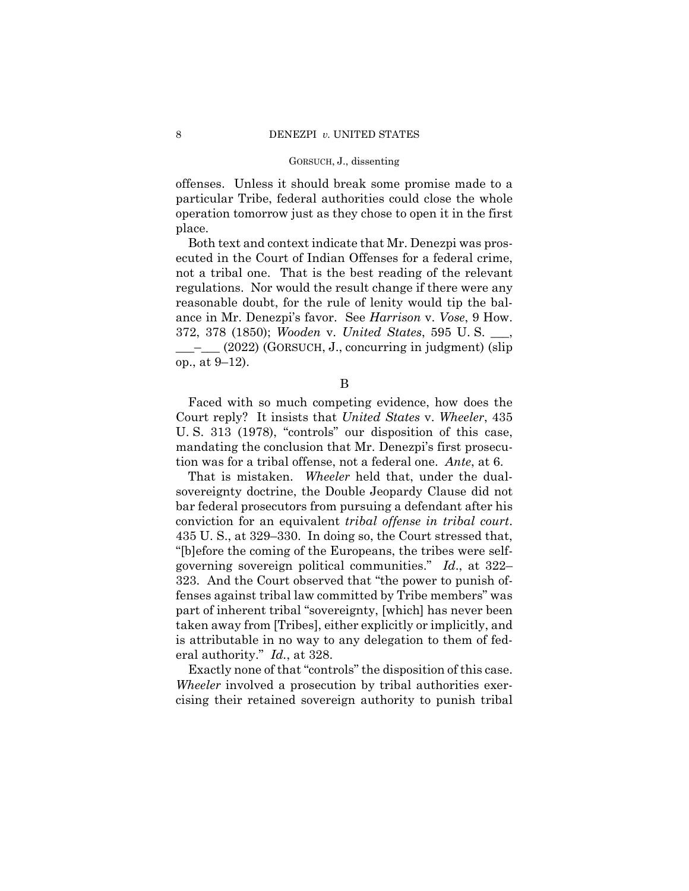offenses. Unless it should break some promise made to a particular Tribe, federal authorities could close the whole operation tomorrow just as they chose to open it in the first place.

Both text and context indicate that Mr. Denezpi was prosecuted in the Court of Indian Offenses for a federal crime, not a tribal one. That is the best reading of the relevant regulations. Nor would the result change if there were any reasonable doubt, for the rule of lenity would tip the balance in Mr. Denezpi's favor. See *Harrison* v. *Vose*, 9 How. 372, 378 (1850); *Wooden* v. *United States*, 595 U. S. ___, ___–___ (2022) (GORSUCH, J., concurring in judgment) (slip op., at 9–12).

B

Faced with so much competing evidence, how does the Court reply? It insists that *United States* v. *Wheeler*, 435 U. S. 313 (1978), "controls" our disposition of this case, mandating the conclusion that Mr. Denezpi's first prosecution was for a tribal offense, not a federal one. *Ante*, at 6.

That is mistaken. *Wheeler* held that, under the dual-sovereignty doctrine, the Double Jeopardy Clause did not bar federal prosecutors from pursuing a defendant after his conviction for an equivalent *tribal offense in tribal court*. 435 U. S., at 329–330. In doing so, the Court stressed that, "[b]efore the coming of the Europeans, the tribes were self-governing sovereign political communities." *Id*., at 322–323. And the Court observed that "the power to punish offenses against tribal law committed by Tribe members" was part of inherent tribal "sovereignty, [which] has never been taken away from [Tribes], either explicitly or implicitly, and is attributable in no way to any delegation to them of federal authority." *Id.*, at 328.

Exactly none of that "controls" the disposition of this case. *Wheeler* involved a prosecution by tribal authorities exercising their retained sovereign authority to punish tribal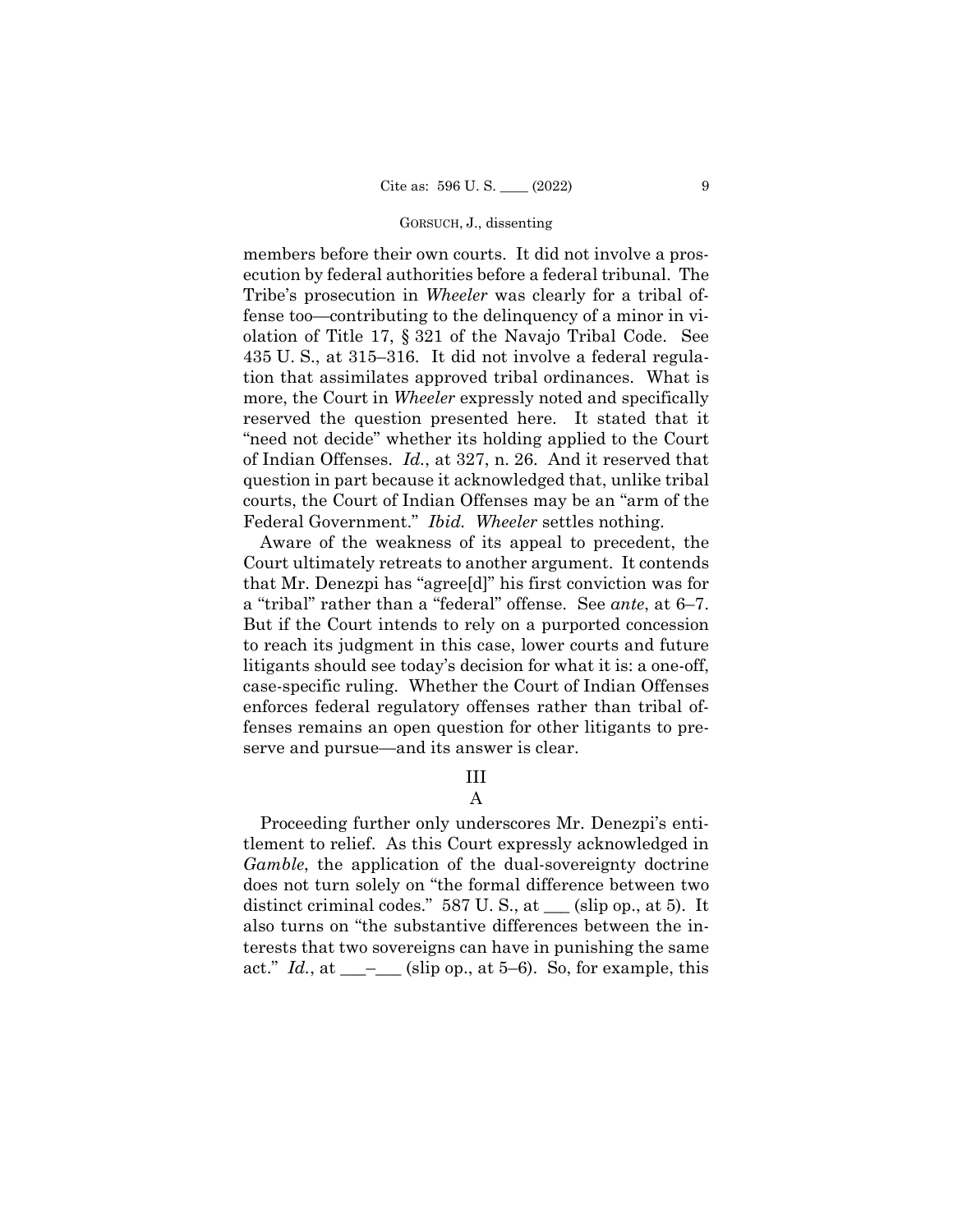members before their own courts. It did not involve a prosecution by federal authorities before a federal tribunal. The Tribe's prosecution in *Wheeler* was clearly for a tribal offense too—contributing to the delinquency of a minor in violation of Title 17, § 321 of the Navajo Tribal Code. See 435 U. S., at 315–316. It did not involve a federal regulation that assimilates approved tribal ordinances. What is more, the Court in *Wheeler* expressly noted and specifically reserved the question presented here. It stated that it "need not decide" whether its holding applied to the Court of Indian Offenses. *Id.*, at 327, n. 26. And it reserved that question in part because it acknowledged that, unlike tribal courts, the Court of Indian Offenses may be an "arm of the Federal Government." *Ibid.* *Wheeler* settles nothing.

Aware of the weakness of its appeal to precedent, the Court ultimately retreats to another argument. It contends that Mr. Denezpi has "agree[d]" his first conviction was for a "tribal" rather than a "federal" offense. See *ante*, at 6–7. But if the Court intends to rely on a purported concession to reach its judgment in this case, lower courts and future litigants should see today's decision for what it is: a one-off, case-specific ruling. Whether the Court of Indian Offenses enforces federal regulatory offenses rather than tribal offenses remains an open question for other litigants to preserve and pursue—and its answer is clear.

## III

### A

Proceeding further only underscores Mr. Denezpi's entitlement to relief. As this Court expressly acknowledged in *Gamble*, the application of the dual-sovereignty doctrine does not turn solely on "the formal difference between two distinct criminal codes." 587 U. S., at ___ (slip op., at 5). It also turns on "the substantive differences between the interests that two sovereigns can have in punishing the same act." *Id.*, at ___–___ (slip op., at 5–6). So, for example, this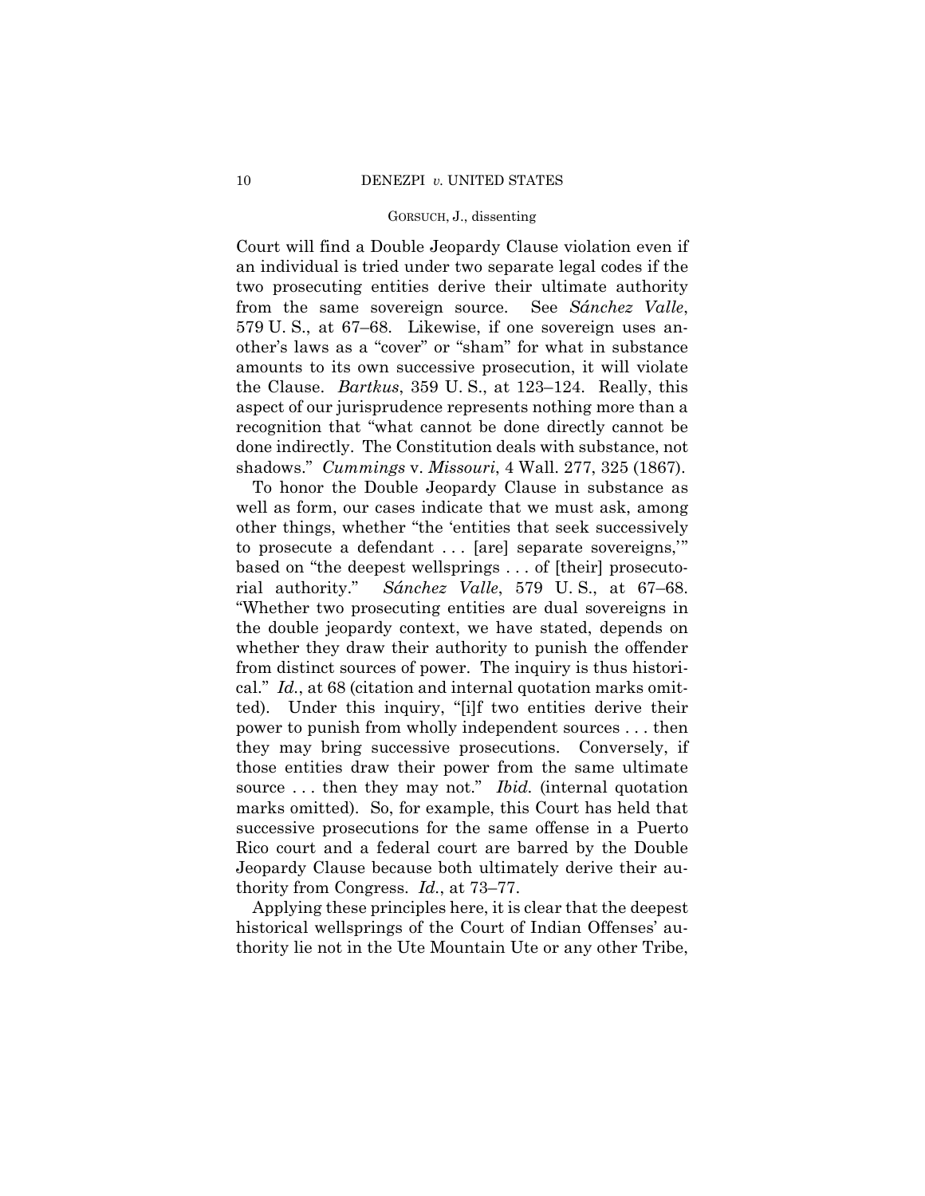Court will find a Double Jeopardy Clause violation even if an individual is tried under two separate legal codes if the two prosecuting entities derive their ultimate authority from the same sovereign source. See *Sánchez Valle*, 579 U. S., at 67–68. Likewise, if one sovereign uses another's laws as a "cover" or "sham" for what in substance amounts to its own successive prosecution, it will violate the Clause. *Bartkus*, 359 U. S., at 123–124. Really, this aspect of our jurisprudence represents nothing more than a recognition that "what cannot be done directly cannot be done indirectly. The Constitution deals with substance, not shadows." *Cummings* v. *Missouri*, 4 Wall. 277, 325 (1867).

To honor the Double Jeopardy Clause in substance as well as form, our cases indicate that we must ask, among other things, whether "the 'entities that seek successively to prosecute a defendant . . . [are] separate sovereigns,'" based on "the deepest wellsprings . . . of [their] prosecutorial authority." *Sánchez Valle*, 579 U. S., at 67–68. "Whether two prosecuting entities are dual sovereigns in the double jeopardy context, we have stated, depends on whether they draw their authority to punish the offender from distinct sources of power. The inquiry is thus historical." *Id.*, at 68 (citation and internal quotation marks omitted). Under this inquiry, "[i]f two entities derive their power to punish from wholly independent sources . . . then they may bring successive prosecutions. Conversely, if those entities draw their power from the same ultimate source . . . then they may not." *Ibid.* (internal quotation marks omitted). So, for example, this Court has held that successive prosecutions for the same offense in a Puerto Rico court and a federal court are barred by the Double Jeopardy Clause because both ultimately derive their authority from Congress. *Id.*, at 73–77.

Applying these principles here, it is clear that the deepest historical wellsprings of the Court of Indian Offenses' authority lie not in the Ute Mountain Ute or any other Tribe,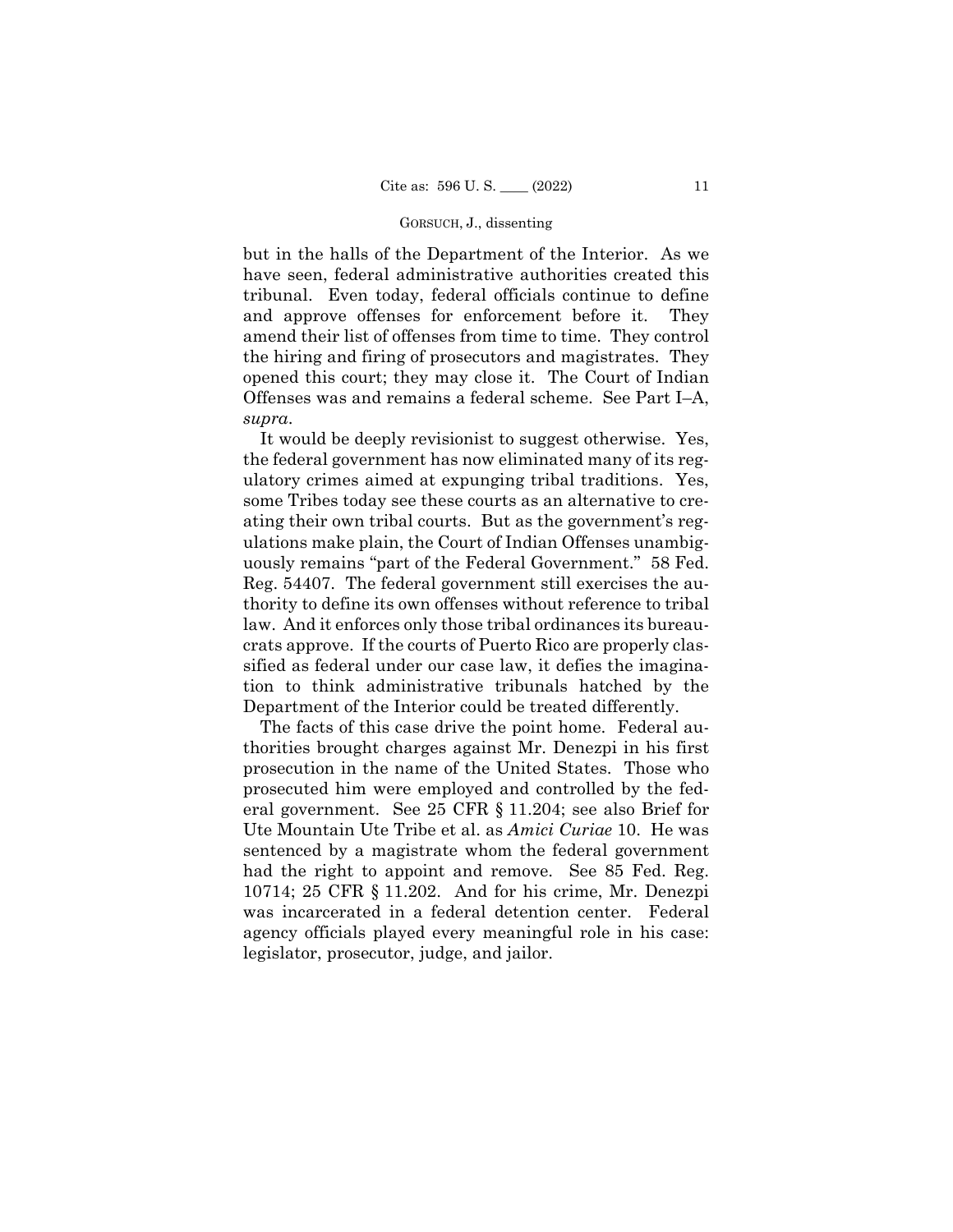but in the halls of the Department of the Interior. As we have seen, federal administrative authorities created this tribunal. Even today, federal officials continue to define and approve offenses for enforcement before it. They amend their list of offenses from time to time. They control the hiring and firing of prosecutors and magistrates. They opened this court; they may close it. The Court of Indian Offenses was and remains a federal scheme. See Part I–A, *supra*.

It would be deeply revisionist to suggest otherwise. Yes, the federal government has now eliminated many of its regulatory crimes aimed at expunging tribal traditions. Yes, some Tribes today see these courts as an alternative to creating their own tribal courts. But as the government's regulations make plain, the Court of Indian Offenses unambiguously remains "part of the Federal Government." 58 Fed. Reg. 54407. The federal government still exercises the authority to define its own offenses without reference to tribal law. And it enforces only those tribal ordinances its bureaucrats approve. If the courts of Puerto Rico are properly classified as federal under our case law, it defies the imagination to think administrative tribunals hatched by the Department of the Interior could be treated differently.

The facts of this case drive the point home. Federal authorities brought charges against Mr. Denezpi in his first prosecution in the name of the United States. Those who prosecuted him were employed and controlled by the federal government. See 25 CFR § 11.204; see also Brief for Ute Mountain Ute Tribe et al. as *Amici Curiae* 10. He was sentenced by a magistrate whom the federal government had the right to appoint and remove. See 85 Fed. Reg. 10714; 25 CFR § 11.202. And for his crime, Mr. Denezpi was incarcerated in a federal detention center. Federal agency officials played every meaningful role in his case: legislator, prosecutor, judge, and jailor.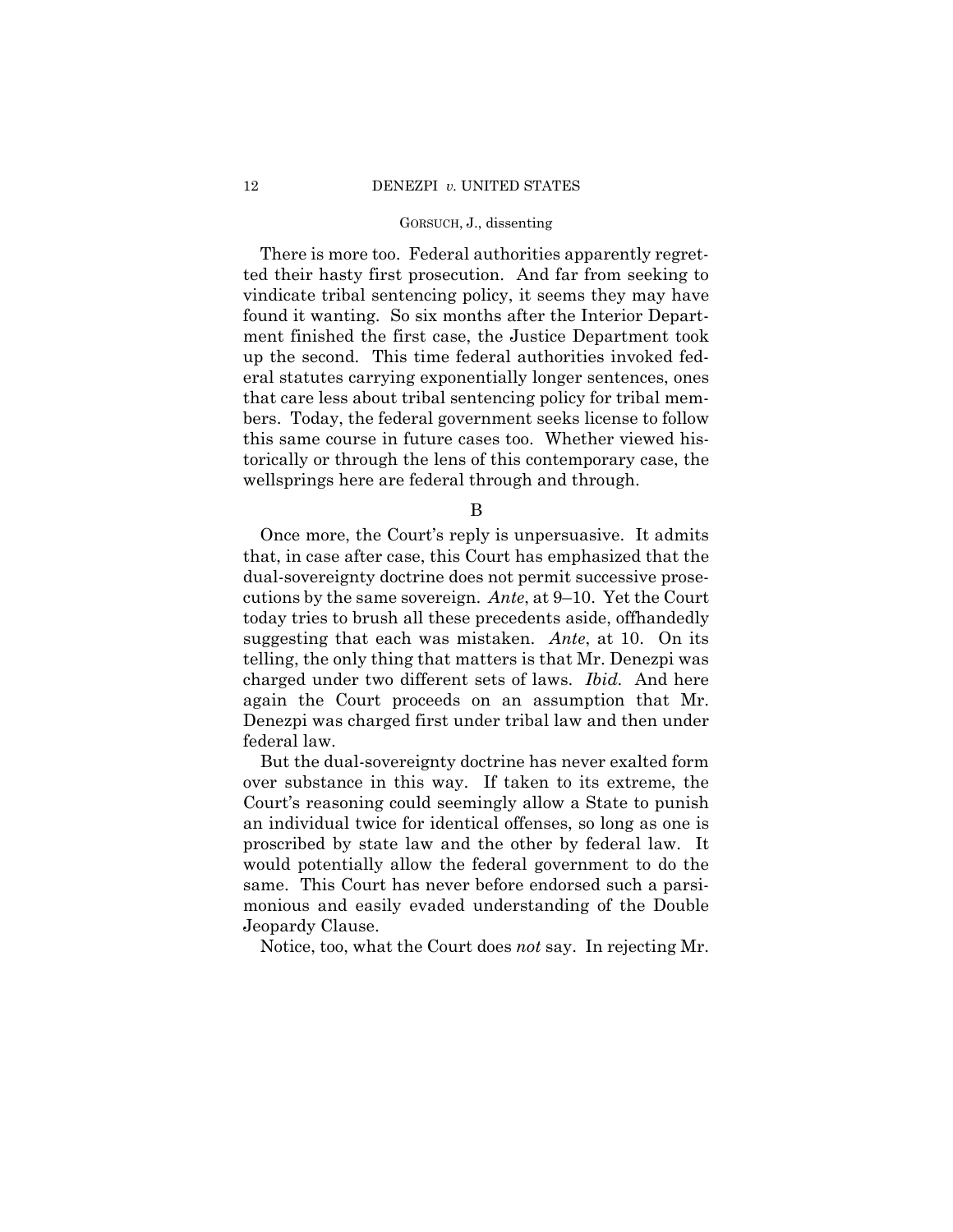There is more too. Federal authorities apparently regretted their hasty first prosecution. And far from seeking to vindicate tribal sentencing policy, it seems they may have found it wanting. So six months after the Interior Department finished the first case, the Justice Department took up the second. This time federal authorities invoked federal statutes carrying exponentially longer sentences, ones that care less about tribal sentencing policy for tribal members. Today, the federal government seeks license to follow this same course in future cases too. Whether viewed historically or through the lens of this contemporary case, the wellsprings here are federal through and through.

B

Once more, the Court's reply is unpersuasive. It admits that, in case after case, this Court has emphasized that the dual-sovereignty doctrine does not permit successive prosecutions by the same sovereign. *Ante*, at 9–10. Yet the Court today tries to brush all these precedents aside, offhandedly suggesting that each was mistaken. *Ante*, at 10. On its telling, the only thing that matters is that Mr. Denezpi was charged under two different sets of laws. *Ibid.* And here again the Court proceeds on an assumption that Mr. Denezpi was charged first under tribal law and then under federal law.

But the dual-sovereignty doctrine has never exalted form over substance in this way. If taken to its extreme, the Court's reasoning could seemingly allow a State to punish an individual twice for identical offenses, so long as one is proscribed by state law and the other by federal law. It would potentially allow the federal government to do the same. This Court has never before endorsed such a parsimonious and easily evaded understanding of the Double Jeopardy Clause.

Notice, too, what the Court does *not* say. In rejecting Mr.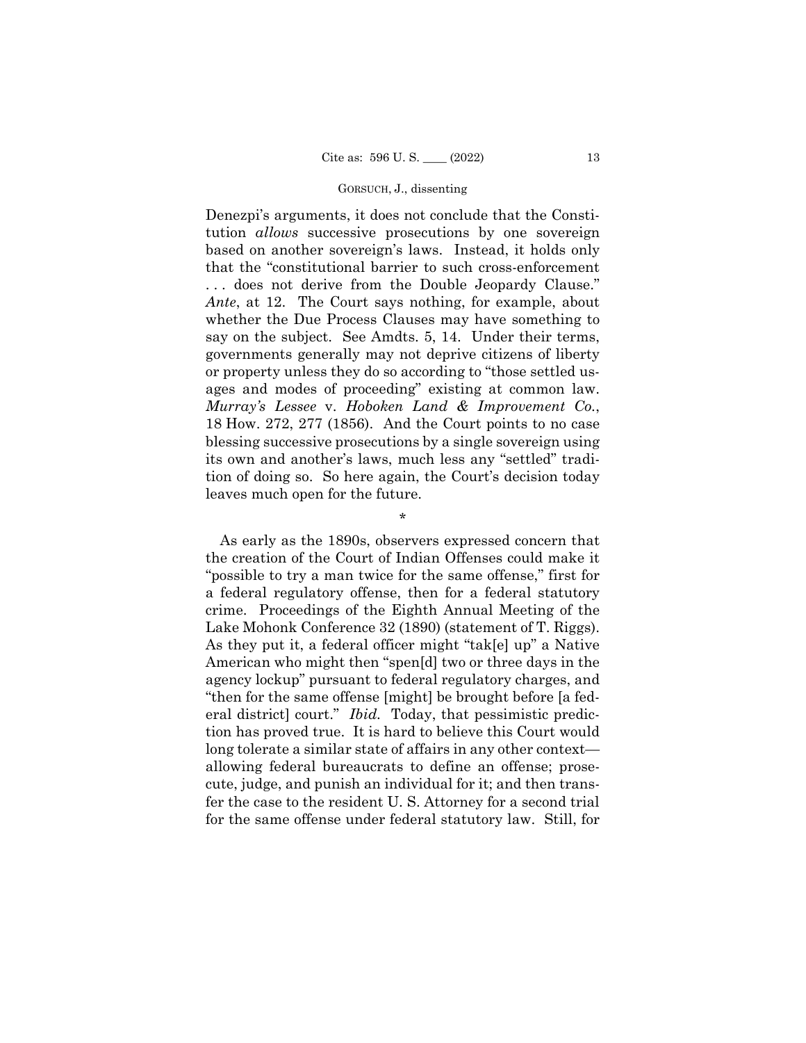Denezpi's arguments, it does not conclude that the Constitution *allows* successive prosecutions by one sovereign based on another sovereign's laws. Instead, it holds only that the "constitutional barrier to such cross-enforcement . . . does not derive from the Double Jeopardy Clause." *Ante*, at 12. The Court says nothing, for example, about whether the Due Process Clauses may have something to say on the subject. See Amdts. 5, 14. Under their terms, governments generally may not deprive citizens of liberty or property unless they do so according to "those settled usages and modes of proceeding" existing at common law. *Murray's Lessee* v. *Hoboken Land & Improvement Co.*, 18 How. 272, 277 (1856). And the Court points to no case blessing successive prosecutions by a single sovereign using its own and another's laws, much less any "settled" tradition of doing so. So here again, the Court's decision today leaves much open for the future.

\*

As early as the 1890s, observers expressed concern that the creation of the Court of Indian Offenses could make it "possible to try a man twice for the same offense," first for a federal regulatory offense, then for a federal statutory crime. Proceedings of the Eighth Annual Meeting of the Lake Mohonk Conference 32 (1890) (statement of T. Riggs). As they put it, a federal officer might "tak[e] up" a Native American who might then "spen[d] two or three days in the agency lockup" pursuant to federal regulatory charges, and "then for the same offense [might] be brought before [a federal district] court." *Ibid.* Today, that pessimistic prediction has proved true. It is hard to believe this Court would long tolerate a similar state of affairs in any other context—allowing federal bureaucrats to define an offense; prosecute, judge, and punish an individual for it; and then transfer the case to the resident U. S. Attorney for a second trial for the same offense under federal statutory law. Still, for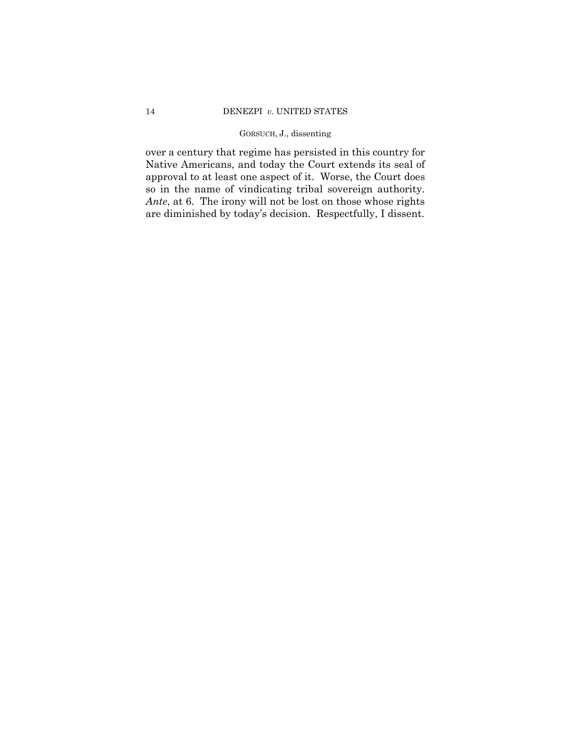over a century that regime has persisted in this country for Native Americans, and today the Court extends its seal of approval to at least one aspect of it. Worse, the Court does so in the name of vindicating tribal sovereign authority. *Ante*, at 6. The irony will not be lost on those whose rights are diminished by today's decision. Respectfully, I dissent.